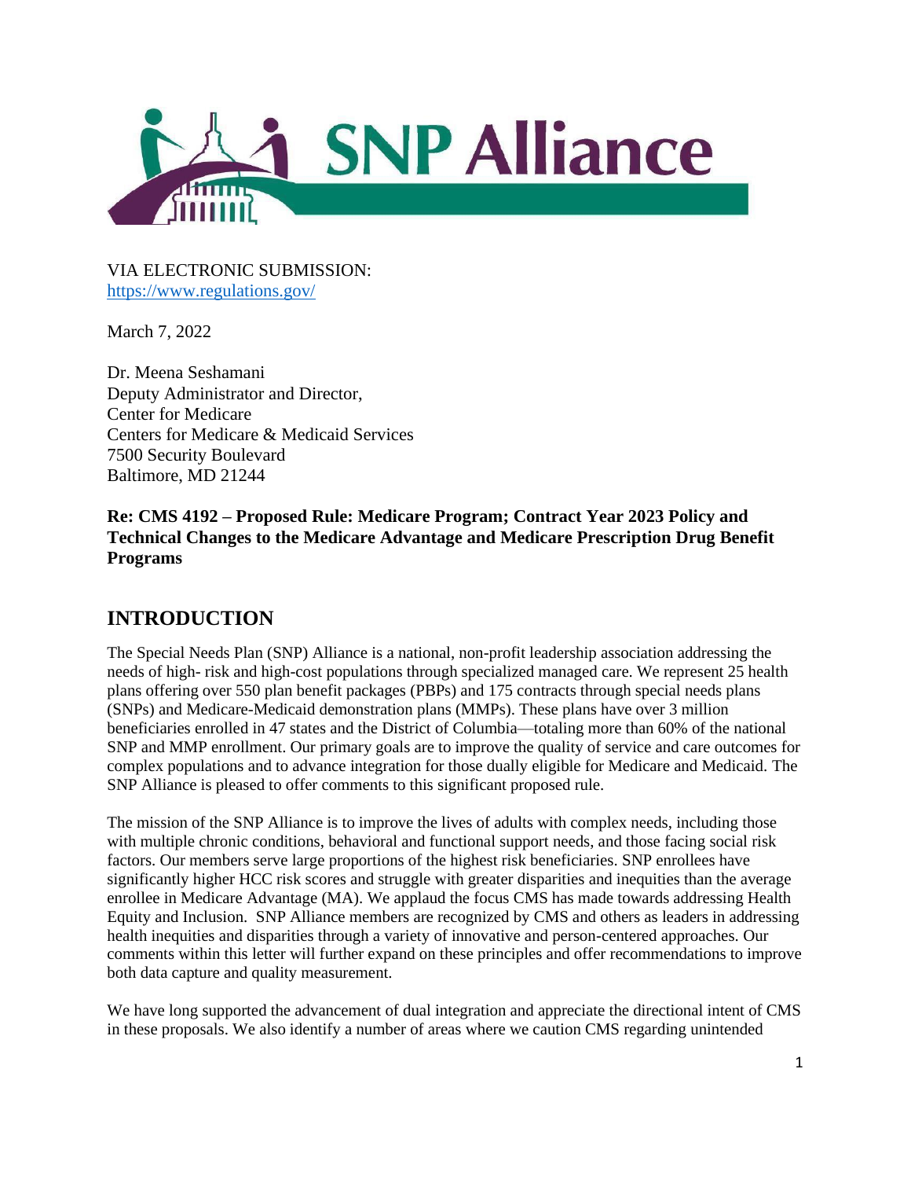SNP Alliance

VIA ELECTRONIC SUBMISSION:
https://www.regulations.gov/

March 7, 2022

Dr. Meena Seshamani
Deputy Administrator and Director,
Center for Medicare
Centers for Medicare & Medicaid Services
7500 Security Boulevard
Baltimore, MD 21244

**Re: CMS 4192 – Proposed Rule: Medicare Program; Contract Year 2023 Policy and Technical Changes to the Medicare Advantage and Medicare Prescription Drug Benefit Programs**

## INTRODUCTION

The Special Needs Plan (SNP) Alliance is a national, non-profit leadership association addressing the needs of high- risk and high-cost populations through specialized managed care. We represent 25 health plans offering over 550 plan benefit packages (PBPs) and 175 contracts through special needs plans (SNPs) and Medicare-Medicaid demonstration plans (MMPs). These plans have over 3 million beneficiaries enrolled in 47 states and the District of Columbia—totaling more than 60% of the national SNP and MMP enrollment. Our primary goals are to improve the quality of service and care outcomes for complex populations and to advance integration for those dually eligible for Medicare and Medicaid. The SNP Alliance is pleased to offer comments to this significant proposed rule.

The mission of the SNP Alliance is to improve the lives of adults with complex needs, including those with multiple chronic conditions, behavioral and functional support needs, and those facing social risk factors. Our members serve large proportions of the highest risk beneficiaries. SNP enrollees have significantly higher HCC risk scores and struggle with greater disparities and inequities than the average enrollee in Medicare Advantage (MA). We applaud the focus CMS has made towards addressing Health Equity and Inclusion. SNP Alliance members are recognized by CMS and others as leaders in addressing health inequities and disparities through a variety of innovative and person-centered approaches. Our comments within this letter will further expand on these principles and offer recommendations to improve both data capture and quality measurement.

We have long supported the advancement of dual integration and appreciate the directional intent of CMS in these proposals. We also identify a number of areas where we caution CMS regarding unintended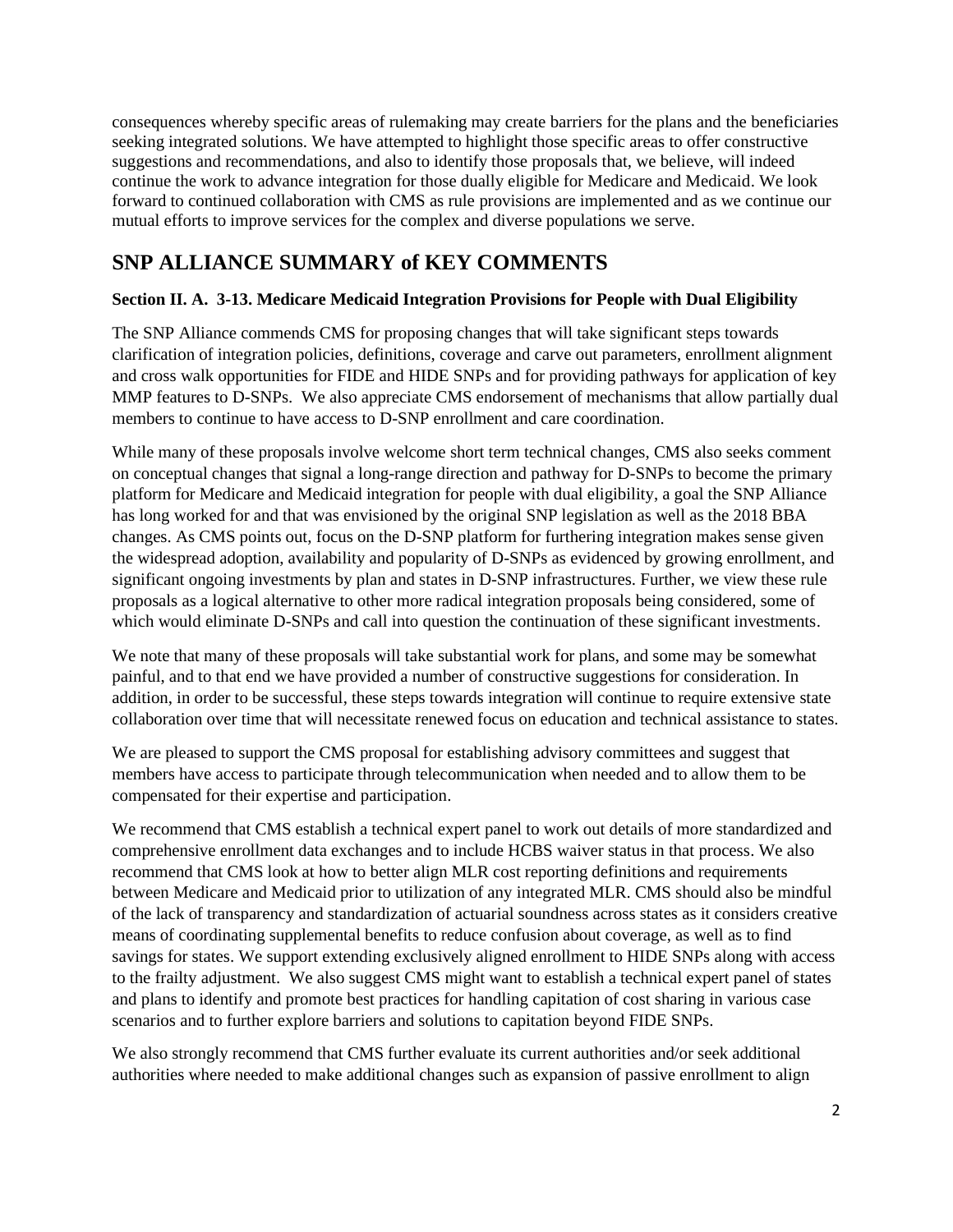consequences whereby specific areas of rulemaking may create barriers for the plans and the beneficiaries seeking integrated solutions. We have attempted to highlight those specific areas to offer constructive suggestions and recommendations, and also to identify those proposals that, we believe, will indeed continue the work to advance integration for those dually eligible for Medicare and Medicaid. We look forward to continued collaboration with CMS as rule provisions are implemented and as we continue our mutual efforts to improve services for the complex and diverse populations we serve.

## SNP ALLIANCE SUMMARY of KEY COMMENTS

**Section II. A. 3-13. Medicare Medicaid Integration Provisions for People with Dual Eligibility**

The SNP Alliance commends CMS for proposing changes that will take significant steps towards clarification of integration policies, definitions, coverage and carve out parameters, enrollment alignment and cross walk opportunities for FIDE and HIDE SNPs and for providing pathways for application of key MMP features to D-SNPs. We also appreciate CMS endorsement of mechanisms that allow partially dual members to continue to have access to D-SNP enrollment and care coordination.

While many of these proposals involve welcome short term technical changes, CMS also seeks comment on conceptual changes that signal a long-range direction and pathway for D-SNPs to become the primary platform for Medicare and Medicaid integration for people with dual eligibility, a goal the SNP Alliance has long worked for and that was envisioned by the original SNP legislation as well as the 2018 BBA changes. As CMS points out, focus on the D-SNP platform for furthering integration makes sense given the widespread adoption, availability and popularity of D-SNPs as evidenced by growing enrollment, and significant ongoing investments by plan and states in D-SNP infrastructures. Further, we view these rule proposals as a logical alternative to other more radical integration proposals being considered, some of which would eliminate D-SNPs and call into question the continuation of these significant investments.

We note that many of these proposals will take substantial work for plans, and some may be somewhat painful, and to that end we have provided a number of constructive suggestions for consideration. In addition, in order to be successful, these steps towards integration will continue to require extensive state collaboration over time that will necessitate renewed focus on education and technical assistance to states.

We are pleased to support the CMS proposal for establishing advisory committees and suggest that members have access to participate through telecommunication when needed and to allow them to be compensated for their expertise and participation.

We recommend that CMS establish a technical expert panel to work out details of more standardized and comprehensive enrollment data exchanges and to include HCBS waiver status in that process. We also recommend that CMS look at how to better align MLR cost reporting definitions and requirements between Medicare and Medicaid prior to utilization of any integrated MLR. CMS should also be mindful of the lack of transparency and standardization of actuarial soundness across states as it considers creative means of coordinating supplemental benefits to reduce confusion about coverage, as well as to find savings for states. We support extending exclusively aligned enrollment to HIDE SNPs along with access to the frailty adjustment. We also suggest CMS might want to establish a technical expert panel of states and plans to identify and promote best practices for handling capitation of cost sharing in various case scenarios and to further explore barriers and solutions to capitation beyond FIDE SNPs.

We also strongly recommend that CMS further evaluate its current authorities and/or seek additional authorities where needed to make additional changes such as expansion of passive enrollment to align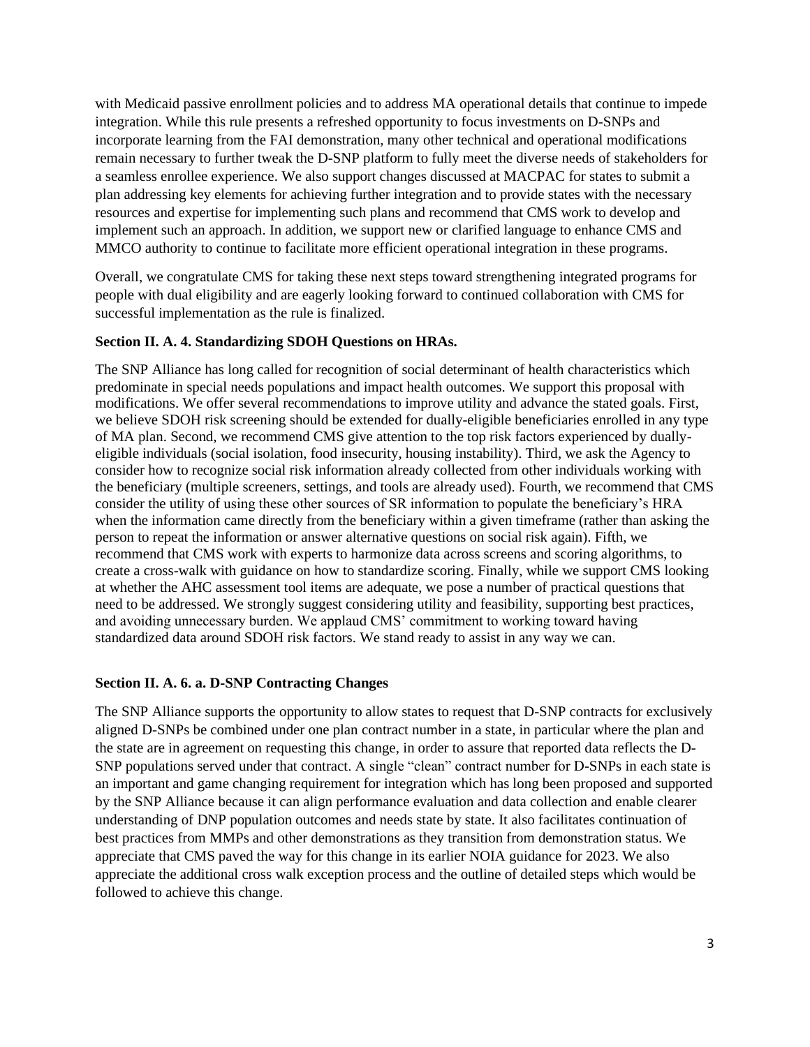with Medicaid passive enrollment policies and to address MA operational details that continue to impede integration. While this rule presents a refreshed opportunity to focus investments on D-SNPs and incorporate learning from the FAI demonstration, many other technical and operational modifications remain necessary to further tweak the D-SNP platform to fully meet the diverse needs of stakeholders for a seamless enrollee experience. We also support changes discussed at MACPAC for states to submit a plan addressing key elements for achieving further integration and to provide states with the necessary resources and expertise for implementing such plans and recommend that CMS work to develop and implement such an approach. In addition, we support new or clarified language to enhance CMS and MMCO authority to continue to facilitate more efficient operational integration in these programs.

Overall, we congratulate CMS for taking these next steps toward strengthening integrated programs for people with dual eligibility and are eagerly looking forward to continued collaboration with CMS for successful implementation as the rule is finalized.

**Section II. A. 4. Standardizing SDOH Questions on HRAs.**

The SNP Alliance has long called for recognition of social determinant of health characteristics which predominate in special needs populations and impact health outcomes. We support this proposal with modifications. We offer several recommendations to improve utility and advance the stated goals. First, we believe SDOH risk screening should be extended for dually-eligible beneficiaries enrolled in any type of MA plan. Second, we recommend CMS give attention to the top risk factors experienced by dually-eligible individuals (social isolation, food insecurity, housing instability). Third, we ask the Agency to consider how to recognize social risk information already collected from other individuals working with the beneficiary (multiple screeners, settings, and tools are already used). Fourth, we recommend that CMS consider the utility of using these other sources of SR information to populate the beneficiary's HRA when the information came directly from the beneficiary within a given timeframe (rather than asking the person to repeat the information or answer alternative questions on social risk again). Fifth, we recommend that CMS work with experts to harmonize data across screens and scoring algorithms, to create a cross-walk with guidance on how to standardize scoring. Finally, while we support CMS looking at whether the AHC assessment tool items are adequate, we pose a number of practical questions that need to be addressed. We strongly suggest considering utility and feasibility, supporting best practices, and avoiding unnecessary burden. We applaud CMS' commitment to working toward having standardized data around SDOH risk factors. We stand ready to assist in any way we can.

**Section II. A. 6. a. D-SNP Contracting Changes**

The SNP Alliance supports the opportunity to allow states to request that D-SNP contracts for exclusively aligned D-SNPs be combined under one plan contract number in a state, in particular where the plan and the state are in agreement on requesting this change, in order to assure that reported data reflects the D-SNP populations served under that contract. A single "clean" contract number for D-SNPs in each state is an important and game changing requirement for integration which has long been proposed and supported by the SNP Alliance because it can align performance evaluation and data collection and enable clearer understanding of DNP population outcomes and needs state by state. It also facilitates continuation of best practices from MMPs and other demonstrations as they transition from demonstration status. We appreciate that CMS paved the way for this change in its earlier NOIA guidance for 2023. We also appreciate the additional cross walk exception process and the outline of detailed steps which would be followed to achieve this change.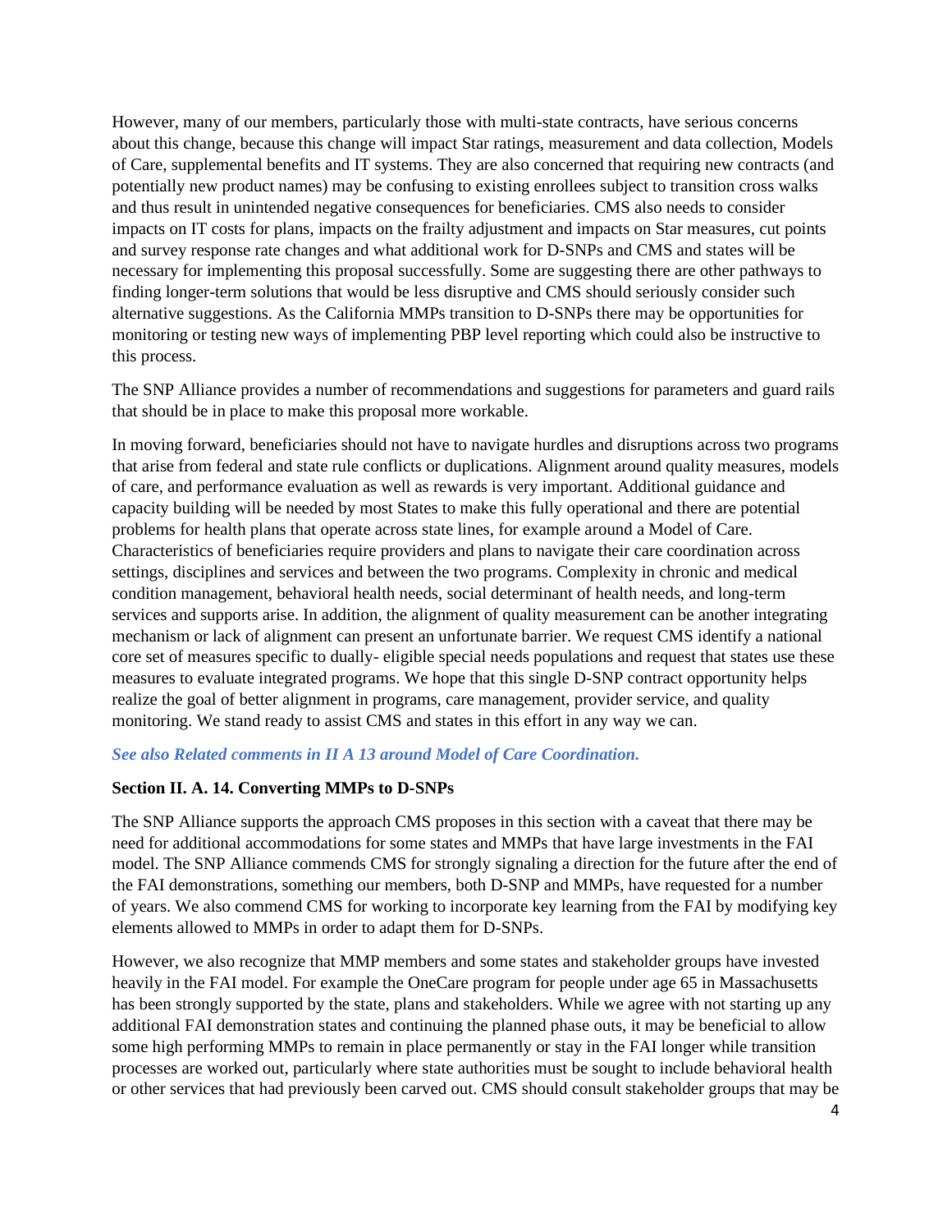However, many of our members, particularly those with multi-state contracts, have serious concerns about this change, because this change will impact Star ratings, measurement and data collection, Models of Care, supplemental benefits and IT systems. They are also concerned that requiring new contracts (and potentially new product names) may be confusing to existing enrollees subject to transition cross walks and thus result in unintended negative consequences for beneficiaries. CMS also needs to consider impacts on IT costs for plans, impacts on the frailty adjustment and impacts on Star measures, cut points and survey response rate changes and what additional work for D-SNPs and CMS and states will be necessary for implementing this proposal successfully. Some are suggesting there are other pathways to finding longer-term solutions that would be less disruptive and CMS should seriously consider such alternative suggestions. As the California MMPs transition to D-SNPs there may be opportunities for monitoring or testing new ways of implementing PBP level reporting which could also be instructive to this process.

The SNP Alliance provides a number of recommendations and suggestions for parameters and guard rails that should be in place to make this proposal more workable.

In moving forward, beneficiaries should not have to navigate hurdles and disruptions across two programs that arise from federal and state rule conflicts or duplications. Alignment around quality measures, models of care, and performance evaluation as well as rewards is very important. Additional guidance and capacity building will be needed by most States to make this fully operational and there are potential problems for health plans that operate across state lines, for example around a Model of Care. Characteristics of beneficiaries require providers and plans to navigate their care coordination across settings, disciplines and services and between the two programs. Complexity in chronic and medical condition management, behavioral health needs, social determinant of health needs, and long-term services and supports arise. In addition, the alignment of quality measurement can be another integrating mechanism or lack of alignment can present an unfortunate barrier. We request CMS identify a national core set of measures specific to dually- eligible special needs populations and request that states use these measures to evaluate integrated programs. We hope that this single D-SNP contract opportunity helps realize the goal of better alignment in programs, care management, provider service, and quality monitoring. We stand ready to assist CMS and states in this effort in any way we can.

***See also Related comments in II A 13 around Model of Care Coordination.***

**Section II. A. 14. Converting MMPs to D-SNPs**

The SNP Alliance supports the approach CMS proposes in this section with a caveat that there may be need for additional accommodations for some states and MMPs that have large investments in the FAI model. The SNP Alliance commends CMS for strongly signaling a direction for the future after the end of the FAI demonstrations, something our members, both D-SNP and MMPs, have requested for a number of years. We also commend CMS for working to incorporate key learning from the FAI by modifying key elements allowed to MMPs in order to adapt them for D-SNPs.

However, we also recognize that MMP members and some states and stakeholder groups have invested heavily in the FAI model. For example the OneCare program for people under age 65 in Massachusetts has been strongly supported by the state, plans and stakeholders. While we agree with not starting up any additional FAI demonstration states and continuing the planned phase outs, it may be beneficial to allow some high performing MMPs to remain in place permanently or stay in the FAI longer while transition processes are worked out, particularly where state authorities must be sought to include behavioral health or other services that had previously been carved out. CMS should consult stakeholder groups that may be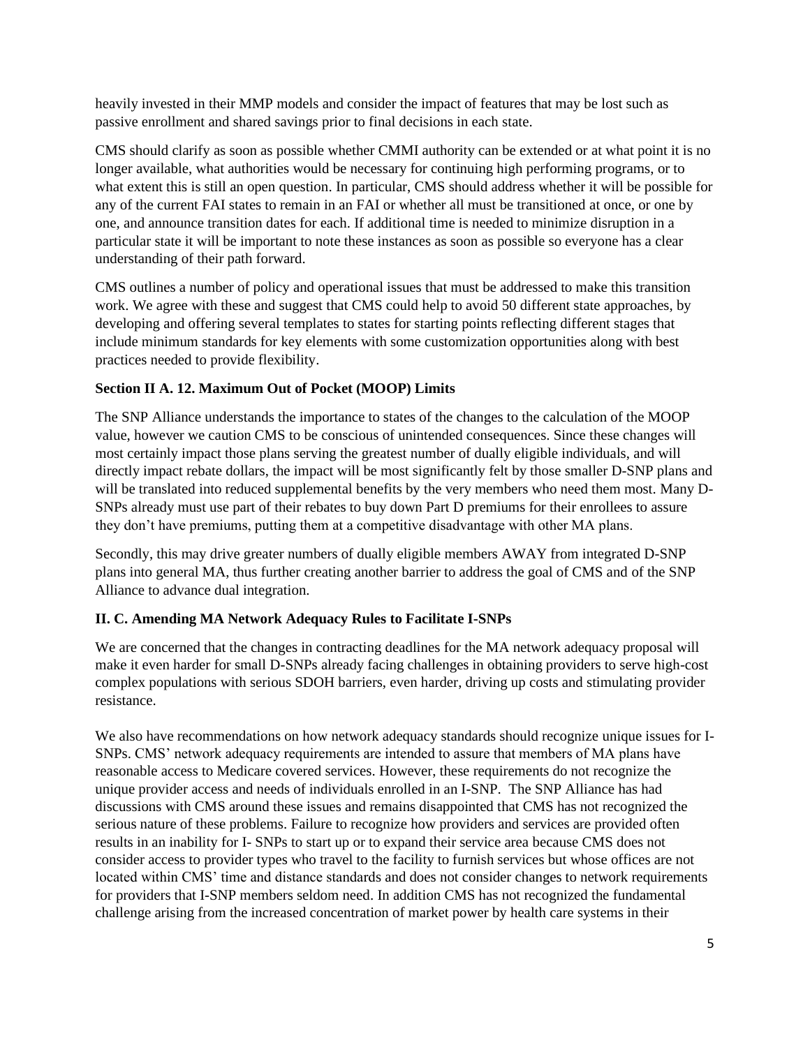heavily invested in their MMP models and consider the impact of features that may be lost such as passive enrollment and shared savings prior to final decisions in each state.

CMS should clarify as soon as possible whether CMMI authority can be extended or at what point it is no longer available, what authorities would be necessary for continuing high performing programs, or to what extent this is still an open question. In particular, CMS should address whether it will be possible for any of the current FAI states to remain in an FAI or whether all must be transitioned at once, or one by one, and announce transition dates for each. If additional time is needed to minimize disruption in a particular state it will be important to note these instances as soon as possible so everyone has a clear understanding of their path forward.

CMS outlines a number of policy and operational issues that must be addressed to make this transition work. We agree with these and suggest that CMS could help to avoid 50 different state approaches, by developing and offering several templates to states for starting points reflecting different stages that include minimum standards for key elements with some customization opportunities along with best practices needed to provide flexibility.

**Section II A. 12. Maximum Out of Pocket (MOOP) Limits**

The SNP Alliance understands the importance to states of the changes to the calculation of the MOOP value, however we caution CMS to be conscious of unintended consequences. Since these changes will most certainly impact those plans serving the greatest number of dually eligible individuals, and will directly impact rebate dollars, the impact will be most significantly felt by those smaller D-SNP plans and will be translated into reduced supplemental benefits by the very members who need them most. Many D-SNPs already must use part of their rebates to buy down Part D premiums for their enrollees to assure they don't have premiums, putting them at a competitive disadvantage with other MA plans.

Secondly, this may drive greater numbers of dually eligible members AWAY from integrated D-SNP plans into general MA, thus further creating another barrier to address the goal of CMS and of the SNP Alliance to advance dual integration.

**II. C. Amending MA Network Adequacy Rules to Facilitate I-SNPs**

We are concerned that the changes in contracting deadlines for the MA network adequacy proposal will make it even harder for small D-SNPs already facing challenges in obtaining providers to serve high-cost complex populations with serious SDOH barriers, even harder, driving up costs and stimulating provider resistance.

We also have recommendations on how network adequacy standards should recognize unique issues for I-SNPs. CMS' network adequacy requirements are intended to assure that members of MA plans have reasonable access to Medicare covered services. However, these requirements do not recognize the unique provider access and needs of individuals enrolled in an I-SNP. The SNP Alliance has had discussions with CMS around these issues and remains disappointed that CMS has not recognized the serious nature of these problems. Failure to recognize how providers and services are provided often results in an inability for I- SNPs to start up or to expand their service area because CMS does not consider access to provider types who travel to the facility to furnish services but whose offices are not located within CMS' time and distance standards and does not consider changes to network requirements for providers that I-SNP members seldom need. In addition CMS has not recognized the fundamental challenge arising from the increased concentration of market power by health care systems in their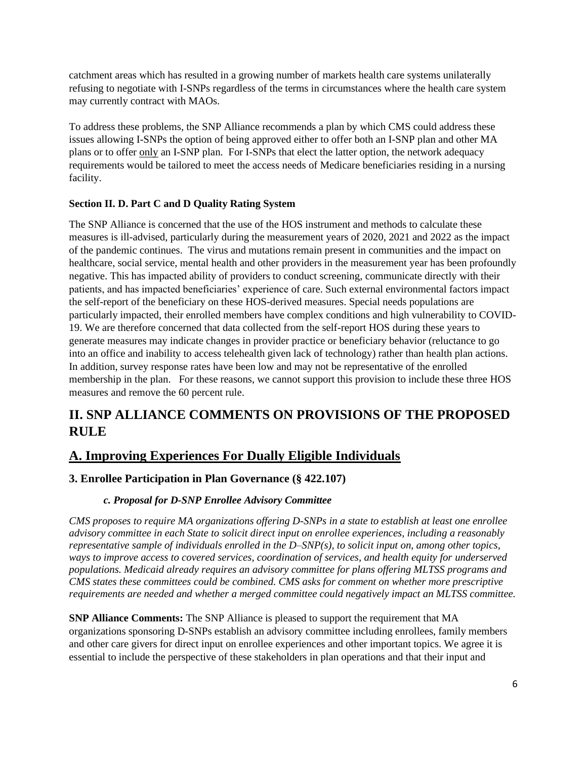catchment areas which has resulted in a growing number of markets health care systems unilaterally refusing to negotiate with I-SNPs regardless of the terms in circumstances where the health care system may currently contract with MAOs.

To address these problems, the SNP Alliance recommends a plan by which CMS could address these issues allowing I-SNPs the option of being approved either to offer both an I-SNP plan and other MA plans or to offer only an I-SNP plan. For I-SNPs that elect the latter option, the network adequacy requirements would be tailored to meet the access needs of Medicare beneficiaries residing in a nursing facility.

**Section II. D. Part C and D Quality Rating System**

The SNP Alliance is concerned that the use of the HOS instrument and methods to calculate these measures is ill-advised, particularly during the measurement years of 2020, 2021 and 2022 as the impact of the pandemic continues. The virus and mutations remain present in communities and the impact on healthcare, social service, mental health and other providers in the measurement year has been profoundly negative. This has impacted ability of providers to conduct screening, communicate directly with their patients, and has impacted beneficiaries' experience of care. Such external environmental factors impact the self-report of the beneficiary on these HOS-derived measures. Special needs populations are particularly impacted, their enrolled members have complex conditions and high vulnerability to COVID-19. We are therefore concerned that data collected from the self-report HOS during these years to generate measures may indicate changes in provider practice or beneficiary behavior (reluctance to go into an office and inability to access telehealth given lack of technology) rather than health plan actions. In addition, survey response rates have been low and may not be representative of the enrolled membership in the plan. For these reasons, we cannot support this provision to include these three HOS measures and remove the 60 percent rule.

# II. SNP ALLIANCE COMMENTS ON PROVISIONS OF THE PROPOSED RULE

## A. Improving Experiences For Dually Eligible Individuals

### 3. Enrollee Participation in Plan Governance (§ 422.107)

#### *c. Proposal for D-SNP Enrollee Advisory Committee*

*CMS proposes to require MA organizations offering D-SNPs in a state to establish at least one enrollee advisory committee in each State to solicit direct input on enrollee experiences, including a reasonably representative sample of individuals enrolled in the D–SNP(s), to solicit input on, among other topics, ways to improve access to covered services, coordination of services, and health equity for underserved populations. Medicaid already requires an advisory committee for plans offering MLTSS programs and CMS states these committees could be combined. CMS asks for comment on whether more prescriptive requirements are needed and whether a merged committee could negatively impact an MLTSS committee.*

**SNP Alliance Comments:** The SNP Alliance is pleased to support the requirement that MA organizations sponsoring D-SNPs establish an advisory committee including enrollees, family members and other care givers for direct input on enrollee experiences and other important topics. We agree it is essential to include the perspective of these stakeholders in plan operations and that their input and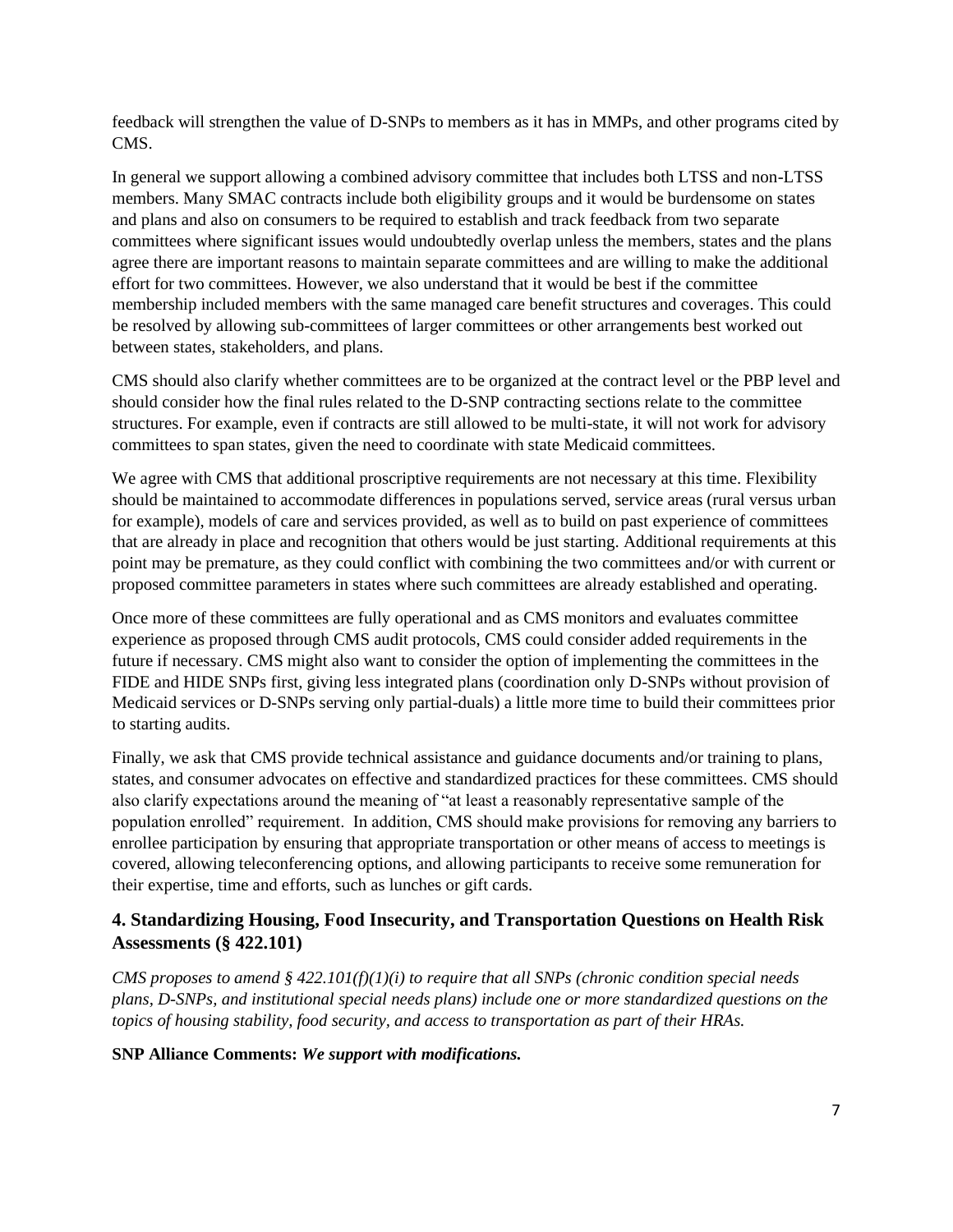feedback will strengthen the value of D-SNPs to members as it has in MMPs, and other programs cited by CMS.

In general we support allowing a combined advisory committee that includes both LTSS and non-LTSS members. Many SMAC contracts include both eligibility groups and it would be burdensome on states and plans and also on consumers to be required to establish and track feedback from two separate committees where significant issues would undoubtedly overlap unless the members, states and the plans agree there are important reasons to maintain separate committees and are willing to make the additional effort for two committees. However, we also understand that it would be best if the committee membership included members with the same managed care benefit structures and coverages. This could be resolved by allowing sub-committees of larger committees or other arrangements best worked out between states, stakeholders, and plans.

CMS should also clarify whether committees are to be organized at the contract level or the PBP level and should consider how the final rules related to the D-SNP contracting sections relate to the committee structures. For example, even if contracts are still allowed to be multi-state, it will not work for advisory committees to span states, given the need to coordinate with state Medicaid committees.

We agree with CMS that additional proscriptive requirements are not necessary at this time. Flexibility should be maintained to accommodate differences in populations served, service areas (rural versus urban for example), models of care and services provided, as well as to build on past experience of committees that are already in place and recognition that others would be just starting. Additional requirements at this point may be premature, as they could conflict with combining the two committees and/or with current or proposed committee parameters in states where such committees are already established and operating.

Once more of these committees are fully operational and as CMS monitors and evaluates committee experience as proposed through CMS audit protocols, CMS could consider added requirements in the future if necessary. CMS might also want to consider the option of implementing the committees in the FIDE and HIDE SNPs first, giving less integrated plans (coordination only D-SNPs without provision of Medicaid services or D-SNPs serving only partial-duals) a little more time to build their committees prior to starting audits.

Finally, we ask that CMS provide technical assistance and guidance documents and/or training to plans, states, and consumer advocates on effective and standardized practices for these committees. CMS should also clarify expectations around the meaning of "at least a reasonably representative sample of the population enrolled" requirement. In addition, CMS should make provisions for removing any barriers to enrollee participation by ensuring that appropriate transportation or other means of access to meetings is covered, allowing teleconferencing options, and allowing participants to receive some remuneration for their expertise, time and efforts, such as lunches or gift cards.

## 4. Standardizing Housing, Food Insecurity, and Transportation Questions on Health Risk Assessments (§ 422.101)

*CMS proposes to amend § 422.101(f)(1)(i) to require that all SNPs (chronic condition special needs plans, D-SNPs, and institutional special needs plans) include one or more standardized questions on the topics of housing stability, food security, and access to transportation as part of their HRAs.*

**SNP Alliance Comments:** ***We support with modifications.***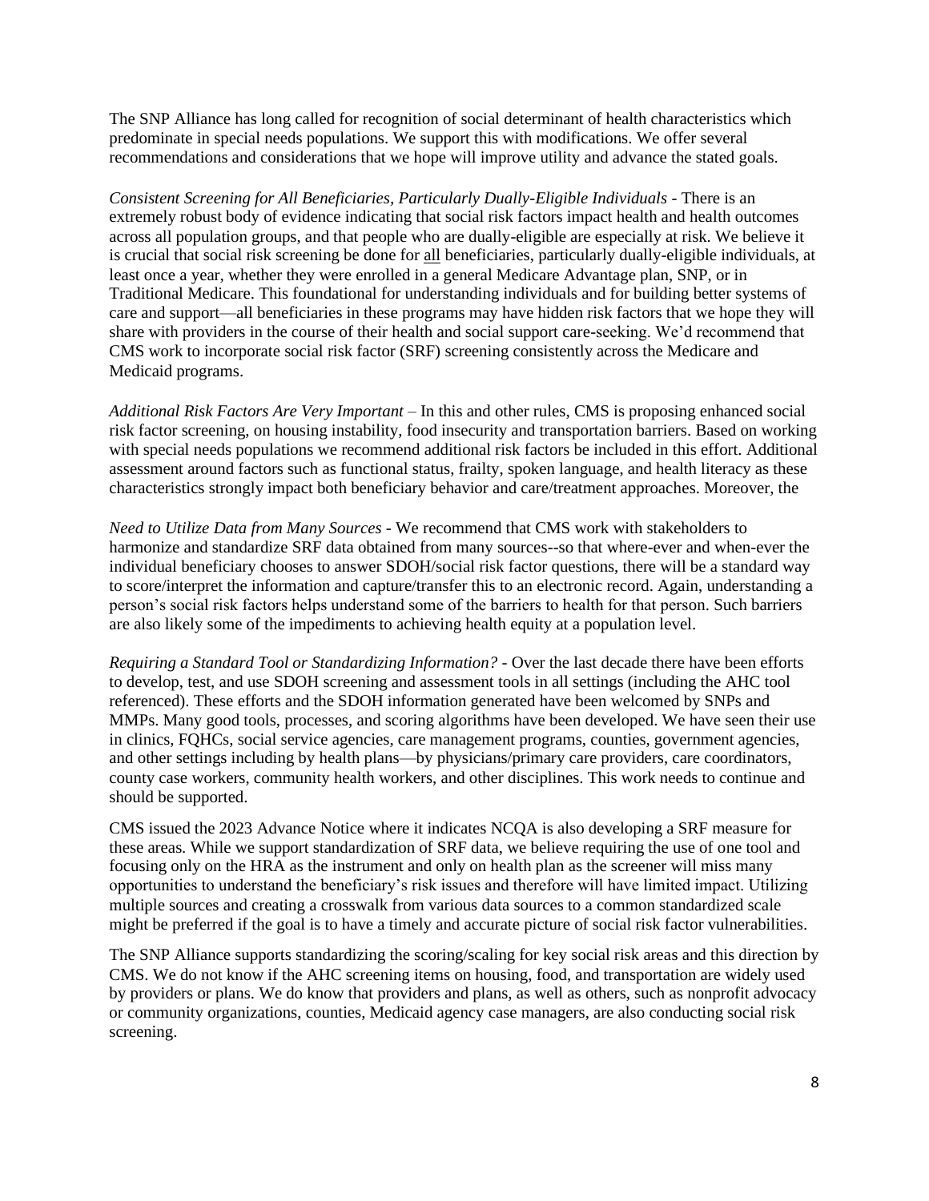The SNP Alliance has long called for recognition of social determinant of health characteristics which predominate in special needs populations. We support this with modifications. We offer several recommendations and considerations that we hope will improve utility and advance the stated goals.

*Consistent Screening for All Beneficiaries, Particularly Dually-Eligible Individuals* - There is an extremely robust body of evidence indicating that social risk factors impact health and health outcomes across all population groups, and that people who are dually-eligible are especially at risk. We believe it is crucial that social risk screening be done for <u>all</u> beneficiaries, particularly dually-eligible individuals, at least once a year, whether they were enrolled in a general Medicare Advantage plan, SNP, or in Traditional Medicare. This foundational for understanding individuals and for building better systems of care and support—all beneficiaries in these programs may have hidden risk factors that we hope they will share with providers in the course of their health and social support care-seeking. We'd recommend that CMS work to incorporate social risk factor (SRF) screening consistently across the Medicare and Medicaid programs.

*Additional Risk Factors Are Very Important* – In this and other rules, CMS is proposing enhanced social risk factor screening, on housing instability, food insecurity and transportation barriers. Based on working with special needs populations we recommend additional risk factors be included in this effort. Additional assessment around factors such as functional status, frailty, spoken language, and health literacy as these characteristics strongly impact both beneficiary behavior and care/treatment approaches. Moreover, the

*Need to Utilize Data from Many Sources* - We recommend that CMS work with stakeholders to harmonize and standardize SRF data obtained from many sources--so that where-ever and when-ever the individual beneficiary chooses to answer SDOH/social risk factor questions, there will be a standard way to score/interpret the information and capture/transfer this to an electronic record. Again, understanding a person's social risk factors helps understand some of the barriers to health for that person. Such barriers are also likely some of the impediments to achieving health equity at a population level.

*Requiring a Standard Tool or Standardizing Information?* - Over the last decade there have been efforts to develop, test, and use SDOH screening and assessment tools in all settings (including the AHC tool referenced). These efforts and the SDOH information generated have been welcomed by SNPs and MMPs. Many good tools, processes, and scoring algorithms have been developed. We have seen their use in clinics, FQHCs, social service agencies, care management programs, counties, government agencies, and other settings including by health plans—by physicians/primary care providers, care coordinators, county case workers, community health workers, and other disciplines. This work needs to continue and should be supported.

CMS issued the 2023 Advance Notice where it indicates NCQA is also developing a SRF measure for these areas. While we support standardization of SRF data, we believe requiring the use of one tool and focusing only on the HRA as the instrument and only on health plan as the screener will miss many opportunities to understand the beneficiary's risk issues and therefore will have limited impact. Utilizing multiple sources and creating a crosswalk from various data sources to a common standardized scale might be preferred if the goal is to have a timely and accurate picture of social risk factor vulnerabilities.

The SNP Alliance supports standardizing the scoring/scaling for key social risk areas and this direction by CMS. We do not know if the AHC screening items on housing, food, and transportation are widely used by providers or plans. We do know that providers and plans, as well as others, such as nonprofit advocacy or community organizations, counties, Medicaid agency case managers, are also conducting social risk screening.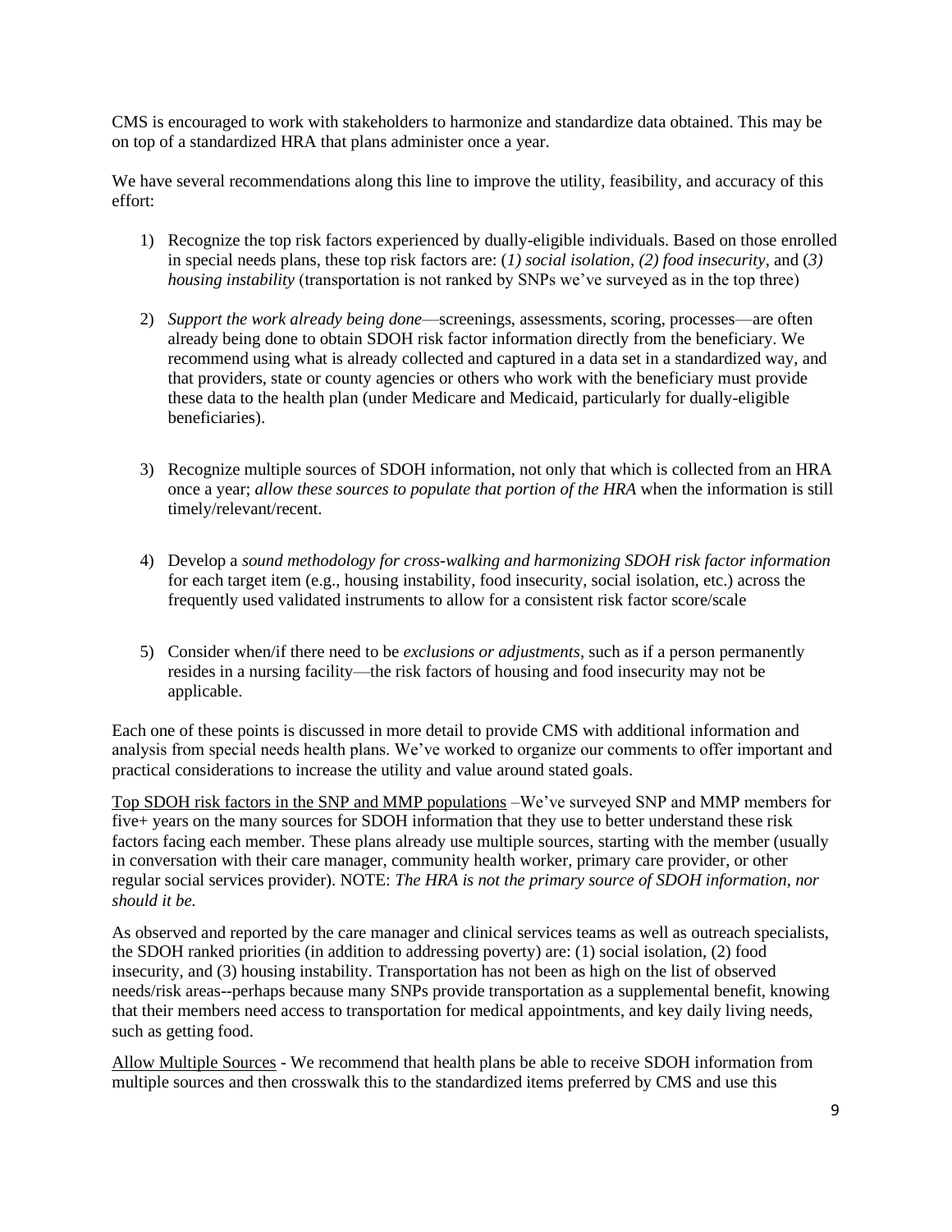CMS is encouraged to work with stakeholders to harmonize and standardize data obtained. This may be on top of a standardized HRA that plans administer once a year.

We have several recommendations along this line to improve the utility, feasibility, and accuracy of this effort:

1) Recognize the top risk factors experienced by dually-eligible individuals. Based on those enrolled in special needs plans, these top risk factors are: (*1) social isolation, (2) food insecurity*, and (*3) housing instability* (transportation is not ranked by SNPs we've surveyed as in the top three)

2) *Support the work already being done*—screenings, assessments, scoring, processes—are often already being done to obtain SDOH risk factor information directly from the beneficiary. We recommend using what is already collected and captured in a data set in a standardized way, and that providers, state or county agencies or others who work with the beneficiary must provide these data to the health plan (under Medicare and Medicaid, particularly for dually-eligible beneficiaries).

3) Recognize multiple sources of SDOH information, not only that which is collected from an HRA once a year; *allow these sources to populate that portion of the HRA* when the information is still timely/relevant/recent.

4) Develop a *sound methodology for cross-walking and harmonizing SDOH risk factor information* for each target item (e.g., housing instability, food insecurity, social isolation, etc.) across the frequently used validated instruments to allow for a consistent risk factor score/scale

5) Consider when/if there need to be *exclusions or adjustments*, such as if a person permanently resides in a nursing facility—the risk factors of housing and food insecurity may not be applicable.

Each one of these points is discussed in more detail to provide CMS with additional information and analysis from special needs health plans. We've worked to organize our comments to offer important and practical considerations to increase the utility and value around stated goals.

<u>Top SDOH risk factors in the SNP and MMP populations</u> –We've surveyed SNP and MMP members for five+ years on the many sources for SDOH information that they use to better understand these risk factors facing each member. These plans already use multiple sources, starting with the member (usually in conversation with their care manager, community health worker, primary care provider, or other regular social services provider). NOTE: *The HRA is not the primary source of SDOH information, nor should it be.*

As observed and reported by the care manager and clinical services teams as well as outreach specialists, the SDOH ranked priorities (in addition to addressing poverty) are: (1) social isolation, (2) food insecurity, and (3) housing instability. Transportation has not been as high on the list of observed needs/risk areas--perhaps because many SNPs provide transportation as a supplemental benefit, knowing that their members need access to transportation for medical appointments, and key daily living needs, such as getting food.

<u>Allow Multiple Sources</u> - We recommend that health plans be able to receive SDOH information from multiple sources and then crosswalk this to the standardized items preferred by CMS and use this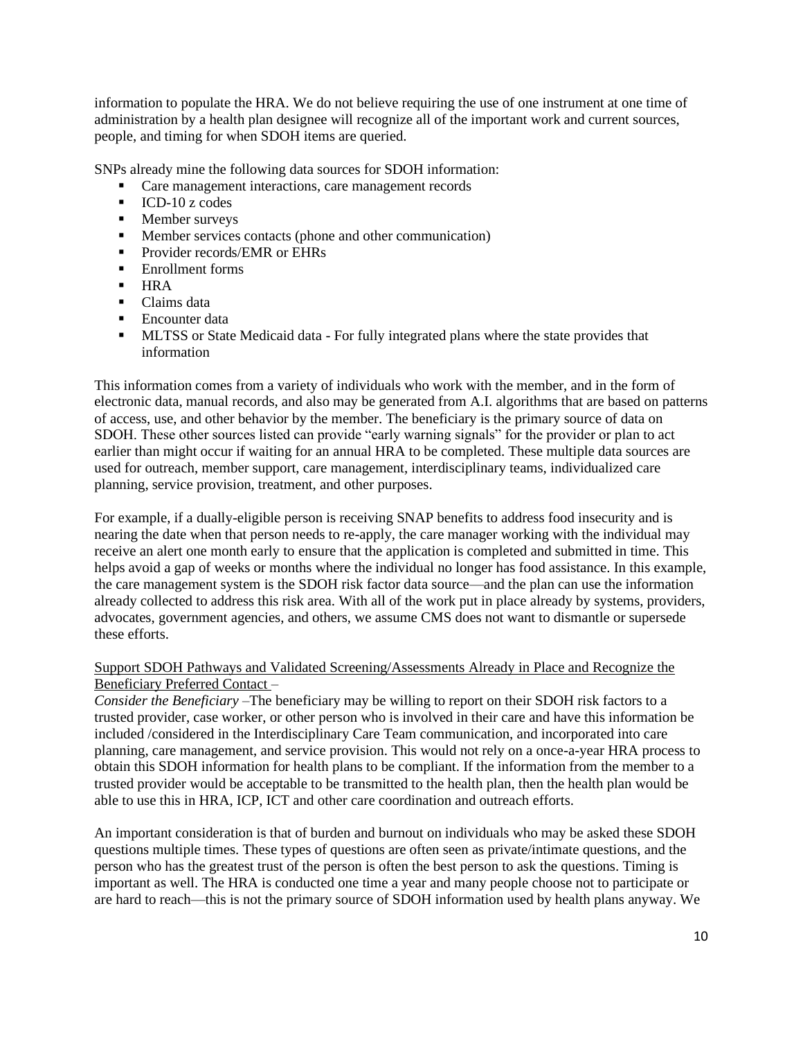information to populate the HRA. We do not believe requiring the use of one instrument at one time of administration by a health plan designee will recognize all of the important work and current sources, people, and timing for when SDOH items are queried.

SNPs already mine the following data sources for SDOH information:

- Care management interactions, care management records
- ICD-10 z codes
- Member surveys
- Member services contacts (phone and other communication)
- Provider records/EMR or EHRs
- Enrollment forms
- HRA
- Claims data
- Encounter data
- MLTSS or State Medicaid data - For fully integrated plans where the state provides that information

This information comes from a variety of individuals who work with the member, and in the form of electronic data, manual records, and also may be generated from A.I. algorithms that are based on patterns of access, use, and other behavior by the member. The beneficiary is the primary source of data on SDOH. These other sources listed can provide "early warning signals" for the provider or plan to act earlier than might occur if waiting for an annual HRA to be completed. These multiple data sources are used for outreach, member support, care management, interdisciplinary teams, individualized care planning, service provision, treatment, and other purposes.

For example, if a dually-eligible person is receiving SNAP benefits to address food insecurity and is nearing the date when that person needs to re-apply, the care manager working with the individual may receive an alert one month early to ensure that the application is completed and submitted in time. This helps avoid a gap of weeks or months where the individual no longer has food assistance. In this example, the care management system is the SDOH risk factor data source—and the plan can use the information already collected to address this risk area. With all of the work put in place already by systems, providers, advocates, government agencies, and others, we assume CMS does not want to dismantle or supersede these efforts.

<u>Support SDOH Pathways and Validated Screening/Assessments Already in Place and Recognize the Beneficiary Preferred Contact</u> –

*Consider the Beneficiary* –The beneficiary may be willing to report on their SDOH risk factors to a trusted provider, case worker, or other person who is involved in their care and have this information be included /considered in the Interdisciplinary Care Team communication, and incorporated into care planning, care management, and service provision. This would not rely on a once-a-year HRA process to obtain this SDOH information for health plans to be compliant. If the information from the member to a trusted provider would be acceptable to be transmitted to the health plan, then the health plan would be able to use this in HRA, ICP, ICT and other care coordination and outreach efforts.

An important consideration is that of burden and burnout on individuals who may be asked these SDOH questions multiple times. These types of questions are often seen as private/intimate questions, and the person who has the greatest trust of the person is often the best person to ask the questions. Timing is important as well. The HRA is conducted one time a year and many people choose not to participate or are hard to reach—this is not the primary source of SDOH information used by health plans anyway. We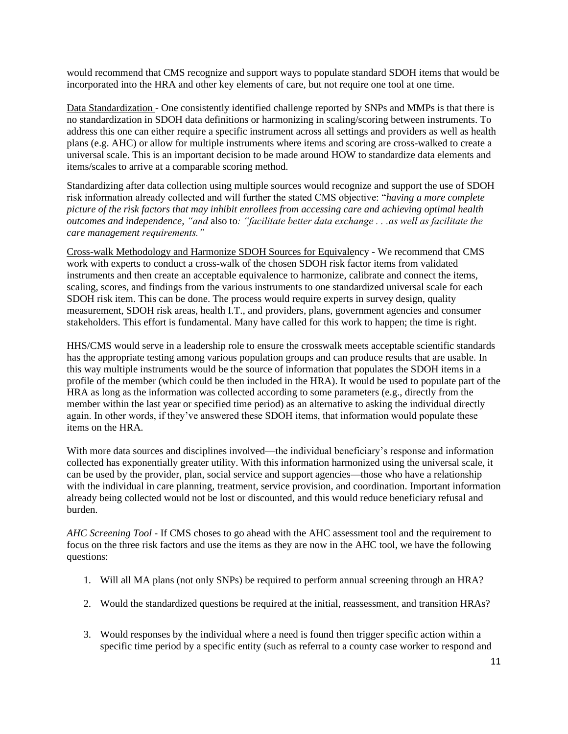would recommend that CMS recognize and support ways to populate standard SDOH items that would be incorporated into the HRA and other key elements of care, but not require one tool at one time.

<u>Data Standardization</u> - One consistently identified challenge reported by SNPs and MMPs is that there is no standardization in SDOH data definitions or harmonizing in scaling/scoring between instruments. To address this one can either require a specific instrument across all settings and providers as well as health plans (e.g. AHC) or allow for multiple instruments where items and scoring are cross-walked to create a universal scale. This is an important decision to be made around HOW to standardize data elements and items/scales to arrive at a comparable scoring method.

Standardizing after data collection using multiple sources would recognize and support the use of SDOH risk information already collected and will further the stated CMS objective: "*having a more complete picture of the risk factors that may inhibit enrollees from accessing care and achieving optimal health outcomes and independence, "and* also to*: "facilitate better data exchange . . .as well as facilitate the care management requirements."*

<u>Cross-walk Methodology and Harmonize SDOH Sources for Equivalen</u>cy - We recommend that CMS work with experts to conduct a cross-walk of the chosen SDOH risk factor items from validated instruments and then create an acceptable equivalence to harmonize, calibrate and connect the items, scaling, scores, and findings from the various instruments to one standardized universal scale for each SDOH risk item. This can be done. The process would require experts in survey design, quality measurement, SDOH risk areas, health I.T., and providers, plans, government agencies and consumer stakeholders. This effort is fundamental. Many have called for this work to happen; the time is right.

HHS/CMS would serve in a leadership role to ensure the crosswalk meets acceptable scientific standards has the appropriate testing among various population groups and can produce results that are usable. In this way multiple instruments would be the source of information that populates the SDOH items in a profile of the member (which could be then included in the HRA). It would be used to populate part of the HRA as long as the information was collected according to some parameters (e.g., directly from the member within the last year or specified time period) as an alternative to asking the individual directly again. In other words, if they've answered these SDOH items, that information would populate these items on the HRA.

With more data sources and disciplines involved—the individual beneficiary's response and information collected has exponentially greater utility. With this information harmonized using the universal scale, it can be used by the provider, plan, social service and support agencies—those who have a relationship with the individual in care planning, treatment, service provision, and coordination. Important information already being collected would not be lost or discounted, and this would reduce beneficiary refusal and burden.

*AHC Screening Tool* - If CMS choses to go ahead with the AHC assessment tool and the requirement to focus on the three risk factors and use the items as they are now in the AHC tool, we have the following questions:

1. Will all MA plans (not only SNPs) be required to perform annual screening through an HRA?
2. Would the standardized questions be required at the initial, reassessment, and transition HRAs?
3. Would responses by the individual where a need is found then trigger specific action within a specific time period by a specific entity (such as referral to a county case worker to respond and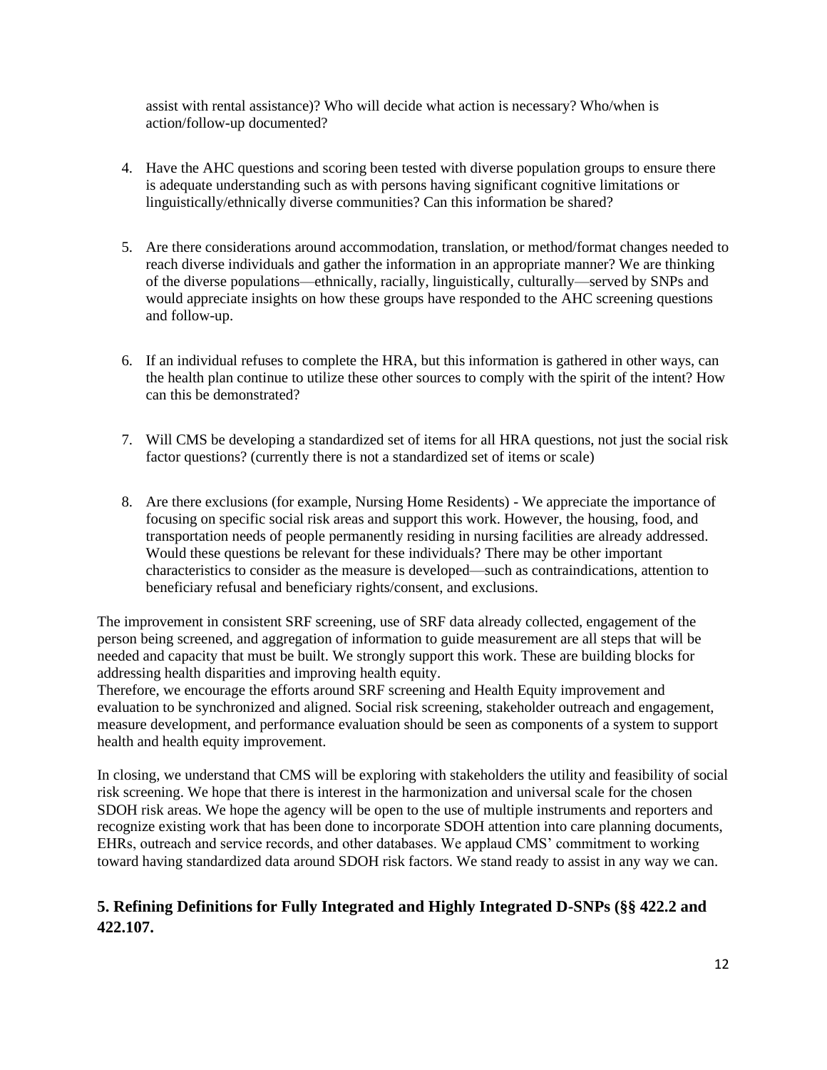assist with rental assistance)? Who will decide what action is necessary? Who/when is action/follow-up documented?

4. Have the AHC questions and scoring been tested with diverse population groups to ensure there is adequate understanding such as with persons having significant cognitive limitations or linguistically/ethnically diverse communities? Can this information be shared?

5. Are there considerations around accommodation, translation, or method/format changes needed to reach diverse individuals and gather the information in an appropriate manner? We are thinking of the diverse populations—ethnically, racially, linguistically, culturally—served by SNPs and would appreciate insights on how these groups have responded to the AHC screening questions and follow-up.

6. If an individual refuses to complete the HRA, but this information is gathered in other ways, can the health plan continue to utilize these other sources to comply with the spirit of the intent? How can this be demonstrated?

7. Will CMS be developing a standardized set of items for all HRA questions, not just the social risk factor questions? (currently there is not a standardized set of items or scale)

8. Are there exclusions (for example, Nursing Home Residents) - We appreciate the importance of focusing on specific social risk areas and support this work. However, the housing, food, and transportation needs of people permanently residing in nursing facilities are already addressed. Would these questions be relevant for these individuals? There may be other important characteristics to consider as the measure is developed—such as contraindications, attention to beneficiary refusal and beneficiary rights/consent, and exclusions.

The improvement in consistent SRF screening, use of SRF data already collected, engagement of the person being screened, and aggregation of information to guide measurement are all steps that will be needed and capacity that must be built. We strongly support this work. These are building blocks for addressing health disparities and improving health equity.

Therefore, we encourage the efforts around SRF screening and Health Equity improvement and evaluation to be synchronized and aligned. Social risk screening, stakeholder outreach and engagement, measure development, and performance evaluation should be seen as components of a system to support health and health equity improvement.

In closing, we understand that CMS will be exploring with stakeholders the utility and feasibility of social risk screening. We hope that there is interest in the harmonization and universal scale for the chosen SDOH risk areas. We hope the agency will be open to the use of multiple instruments and reporters and recognize existing work that has been done to incorporate SDOH attention into care planning documents, EHRs, outreach and service records, and other databases. We applaud CMS' commitment to working toward having standardized data around SDOH risk factors. We stand ready to assist in any way we can.

## 5. Refining Definitions for Fully Integrated and Highly Integrated D-SNPs (§§ 422.2 and 422.107.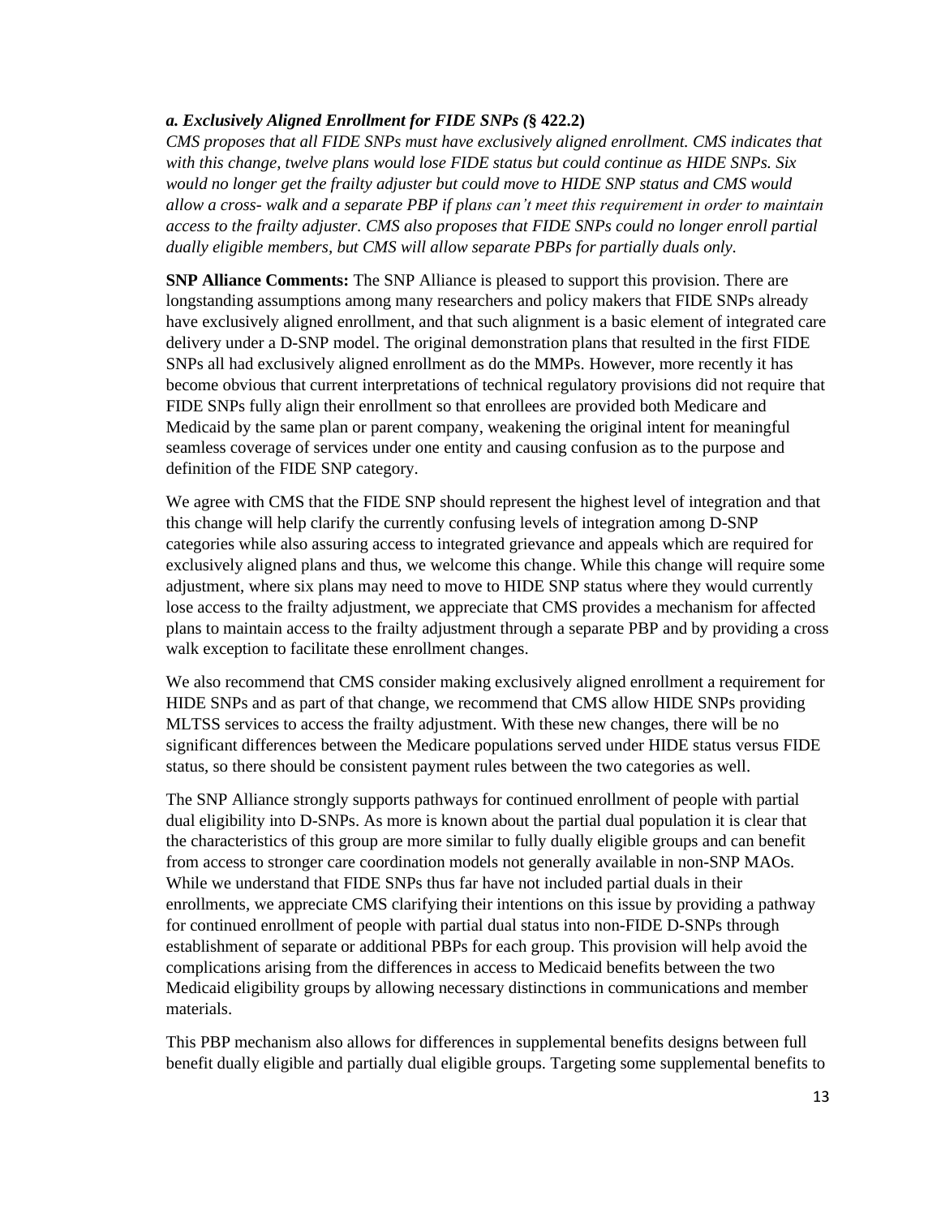### *a. Exclusively Aligned Enrollment for FIDE SNPs (*§ 422.2)

*CMS proposes that all FIDE SNPs must have exclusively aligned enrollment. CMS indicates that with this change, twelve plans would lose FIDE status but could continue as HIDE SNPs. Six would no longer get the frailty adjuster but could move to HIDE SNP status and CMS would allow a cross- walk and a separate PBP if plans can't meet this requirement in order to maintain access to the frailty adjuster. CMS also proposes that FIDE SNPs could no longer enroll partial dually eligible members, but CMS will allow separate PBPs for partially duals only.*

**SNP Alliance Comments:** The SNP Alliance is pleased to support this provision. There are longstanding assumptions among many researchers and policy makers that FIDE SNPs already have exclusively aligned enrollment, and that such alignment is a basic element of integrated care delivery under a D-SNP model. The original demonstration plans that resulted in the first FIDE SNPs all had exclusively aligned enrollment as do the MMPs. However, more recently it has become obvious that current interpretations of technical regulatory provisions did not require that FIDE SNPs fully align their enrollment so that enrollees are provided both Medicare and Medicaid by the same plan or parent company, weakening the original intent for meaningful seamless coverage of services under one entity and causing confusion as to the purpose and definition of the FIDE SNP category.

We agree with CMS that the FIDE SNP should represent the highest level of integration and that this change will help clarify the currently confusing levels of integration among D-SNP categories while also assuring access to integrated grievance and appeals which are required for exclusively aligned plans and thus, we welcome this change. While this change will require some adjustment, where six plans may need to move to HIDE SNP status where they would currently lose access to the frailty adjustment, we appreciate that CMS provides a mechanism for affected plans to maintain access to the frailty adjustment through a separate PBP and by providing a cross walk exception to facilitate these enrollment changes.

We also recommend that CMS consider making exclusively aligned enrollment a requirement for HIDE SNPs and as part of that change, we recommend that CMS allow HIDE SNPs providing MLTSS services to access the frailty adjustment. With these new changes, there will be no significant differences between the Medicare populations served under HIDE status versus FIDE status, so there should be consistent payment rules between the two categories as well.

The SNP Alliance strongly supports pathways for continued enrollment of people with partial dual eligibility into D-SNPs. As more is known about the partial dual population it is clear that the characteristics of this group are more similar to fully dually eligible groups and can benefit from access to stronger care coordination models not generally available in non-SNP MAOs. While we understand that FIDE SNPs thus far have not included partial duals in their enrollments, we appreciate CMS clarifying their intentions on this issue by providing a pathway for continued enrollment of people with partial dual status into non-FIDE D-SNPs through establishment of separate or additional PBPs for each group. This provision will help avoid the complications arising from the differences in access to Medicaid benefits between the two Medicaid eligibility groups by allowing necessary distinctions in communications and member materials.

This PBP mechanism also allows for differences in supplemental benefits designs between full benefit dually eligible and partially dual eligible groups. Targeting some supplemental benefits to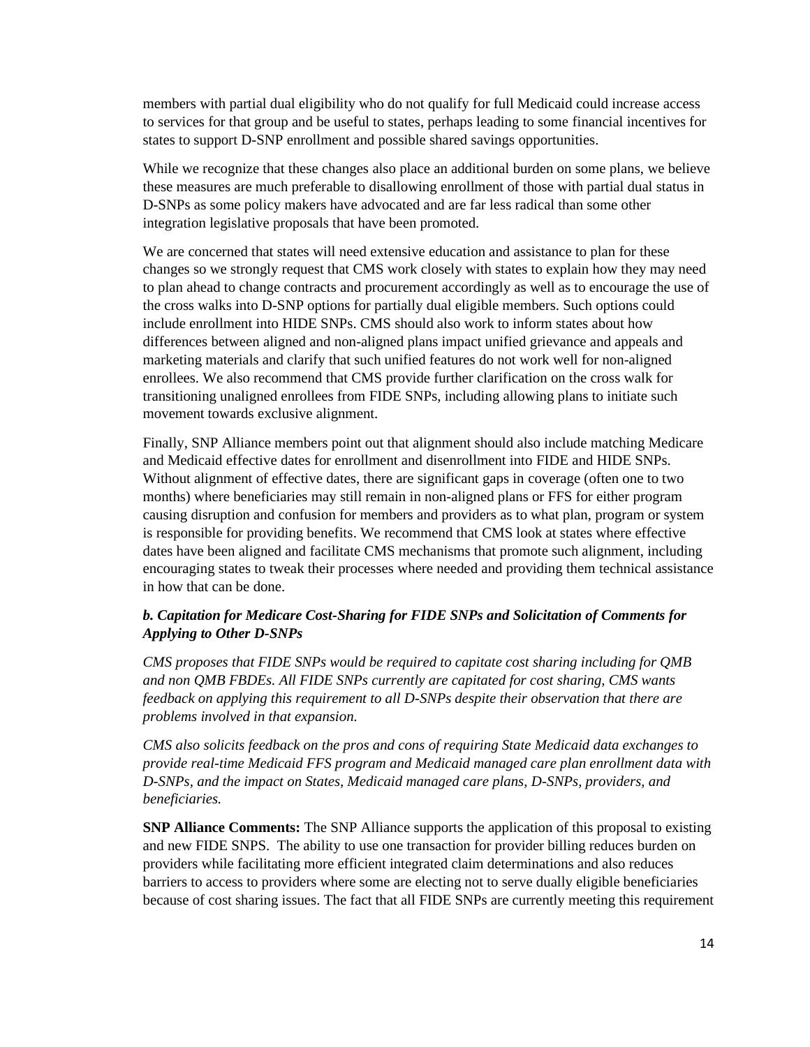members with partial dual eligibility who do not qualify for full Medicaid could increase access to services for that group and be useful to states, perhaps leading to some financial incentives for states to support D-SNP enrollment and possible shared savings opportunities.

While we recognize that these changes also place an additional burden on some plans, we believe these measures are much preferable to disallowing enrollment of those with partial dual status in D-SNPs as some policy makers have advocated and are far less radical than some other integration legislative proposals that have been promoted.

We are concerned that states will need extensive education and assistance to plan for these changes so we strongly request that CMS work closely with states to explain how they may need to plan ahead to change contracts and procurement accordingly as well as to encourage the use of the cross walks into D-SNP options for partially dual eligible members. Such options could include enrollment into HIDE SNPs. CMS should also work to inform states about how differences between aligned and non-aligned plans impact unified grievance and appeals and marketing materials and clarify that such unified features do not work well for non-aligned enrollees. We also recommend that CMS provide further clarification on the cross walk for transitioning unaligned enrollees from FIDE SNPs, including allowing plans to initiate such movement towards exclusive alignment.

Finally, SNP Alliance members point out that alignment should also include matching Medicare and Medicaid effective dates for enrollment and disenrollment into FIDE and HIDE SNPs. Without alignment of effective dates, there are significant gaps in coverage (often one to two months) where beneficiaries may still remain in non-aligned plans or FFS for either program causing disruption and confusion for members and providers as to what plan, program or system is responsible for providing benefits. We recommend that CMS look at states where effective dates have been aligned and facilitate CMS mechanisms that promote such alignment, including encouraging states to tweak their processes where needed and providing them technical assistance in how that can be done.

***b. Capitation for Medicare Cost-Sharing for FIDE SNPs and Solicitation of Comments for Applying to Other D-SNPs***

*CMS proposes that FIDE SNPs would be required to capitate cost sharing including for QMB and non QMB FBDEs. All FIDE SNPs currently are capitated for cost sharing, CMS wants feedback on applying this requirement to all D-SNPs despite their observation that there are problems involved in that expansion.*

*CMS also solicits feedback on the pros and cons of requiring State Medicaid data exchanges to provide real-time Medicaid FFS program and Medicaid managed care plan enrollment data with D-SNPs, and the impact on States, Medicaid managed care plans, D-SNPs, providers, and beneficiaries.*

**SNP Alliance Comments:** The SNP Alliance supports the application of this proposal to existing and new FIDE SNPS. The ability to use one transaction for provider billing reduces burden on providers while facilitating more efficient integrated claim determinations and also reduces barriers to access to providers where some are electing not to serve dually eligible beneficiaries because of cost sharing issues. The fact that all FIDE SNPs are currently meeting this requirement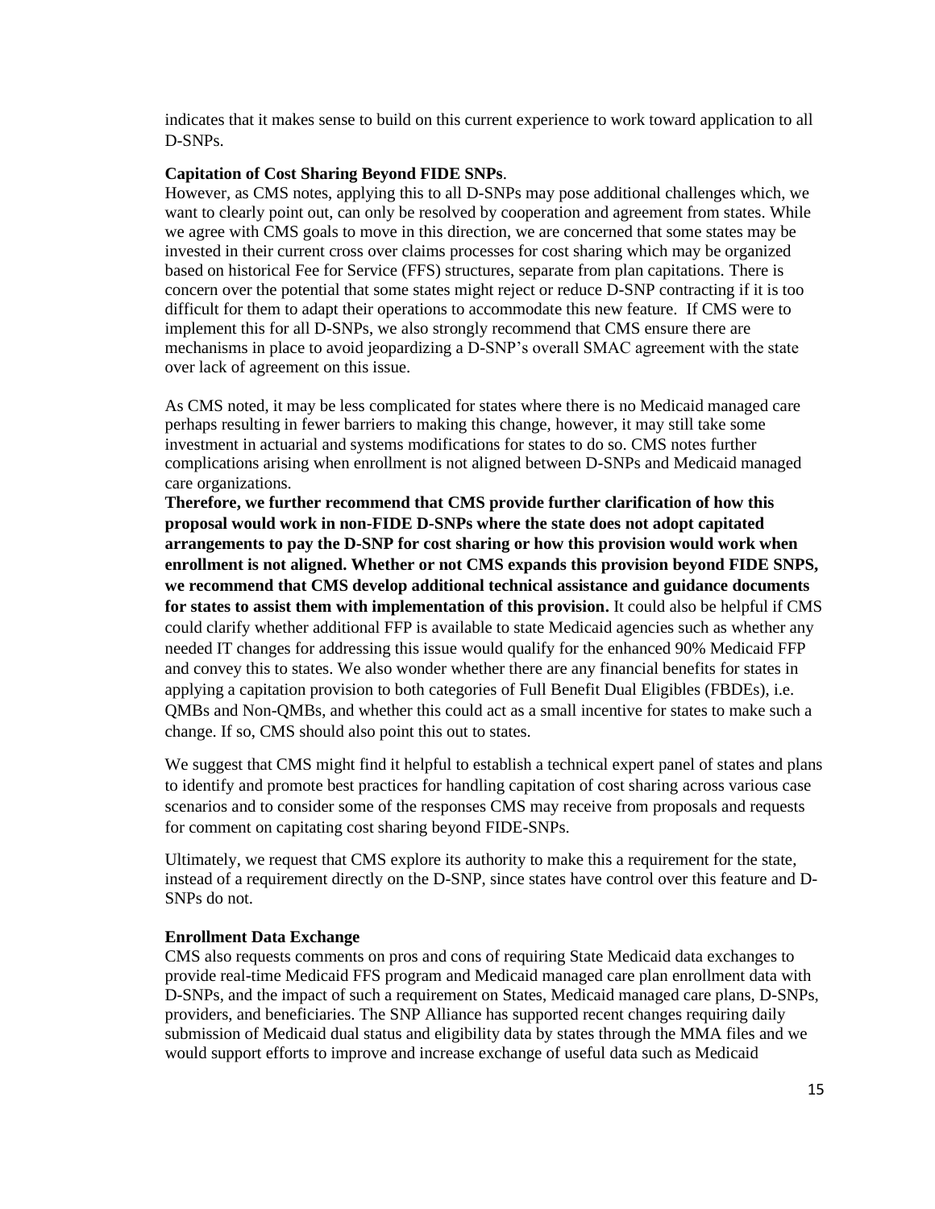indicates that it makes sense to build on this current experience to work toward application to all D-SNPs.

**Capitation of Cost Sharing Beyond FIDE SNPs**.

However, as CMS notes, applying this to all D-SNPs may pose additional challenges which, we want to clearly point out, can only be resolved by cooperation and agreement from states. While we agree with CMS goals to move in this direction, we are concerned that some states may be invested in their current cross over claims processes for cost sharing which may be organized based on historical Fee for Service (FFS) structures, separate from plan capitations. There is concern over the potential that some states might reject or reduce D-SNP contracting if it is too difficult for them to adapt their operations to accommodate this new feature. If CMS were to implement this for all D-SNPs, we also strongly recommend that CMS ensure there are mechanisms in place to avoid jeopardizing a D-SNP's overall SMAC agreement with the state over lack of agreement on this issue.

As CMS noted, it may be less complicated for states where there is no Medicaid managed care perhaps resulting in fewer barriers to making this change, however, it may still take some investment in actuarial and systems modifications for states to do so. CMS notes further complications arising when enrollment is not aligned between D-SNPs and Medicaid managed care organizations.

**Therefore, we further recommend that CMS provide further clarification of how this proposal would work in non-FIDE D-SNPs where the state does not adopt capitated arrangements to pay the D-SNP for cost sharing or how this provision would work when enrollment is not aligned. Whether or not CMS expands this provision beyond FIDE SNPS, we recommend that CMS develop additional technical assistance and guidance documents for states to assist them with implementation of this provision.** It could also be helpful if CMS could clarify whether additional FFP is available to state Medicaid agencies such as whether any needed IT changes for addressing this issue would qualify for the enhanced 90% Medicaid FFP and convey this to states. We also wonder whether there are any financial benefits for states in applying a capitation provision to both categories of Full Benefit Dual Eligibles (FBDEs), i.e. QMBs and Non-QMBs, and whether this could act as a small incentive for states to make such a change. If so, CMS should also point this out to states.

We suggest that CMS might find it helpful to establish a technical expert panel of states and plans to identify and promote best practices for handling capitation of cost sharing across various case scenarios and to consider some of the responses CMS may receive from proposals and requests for comment on capitating cost sharing beyond FIDE-SNPs.

Ultimately, we request that CMS explore its authority to make this a requirement for the state, instead of a requirement directly on the D-SNP, since states have control over this feature and D-SNPs do not.

**Enrollment Data Exchange**

CMS also requests comments on pros and cons of requiring State Medicaid data exchanges to provide real-time Medicaid FFS program and Medicaid managed care plan enrollment data with D-SNPs, and the impact of such a requirement on States, Medicaid managed care plans, D-SNPs, providers, and beneficiaries. The SNP Alliance has supported recent changes requiring daily submission of Medicaid dual status and eligibility data by states through the MMA files and we would support efforts to improve and increase exchange of useful data such as Medicaid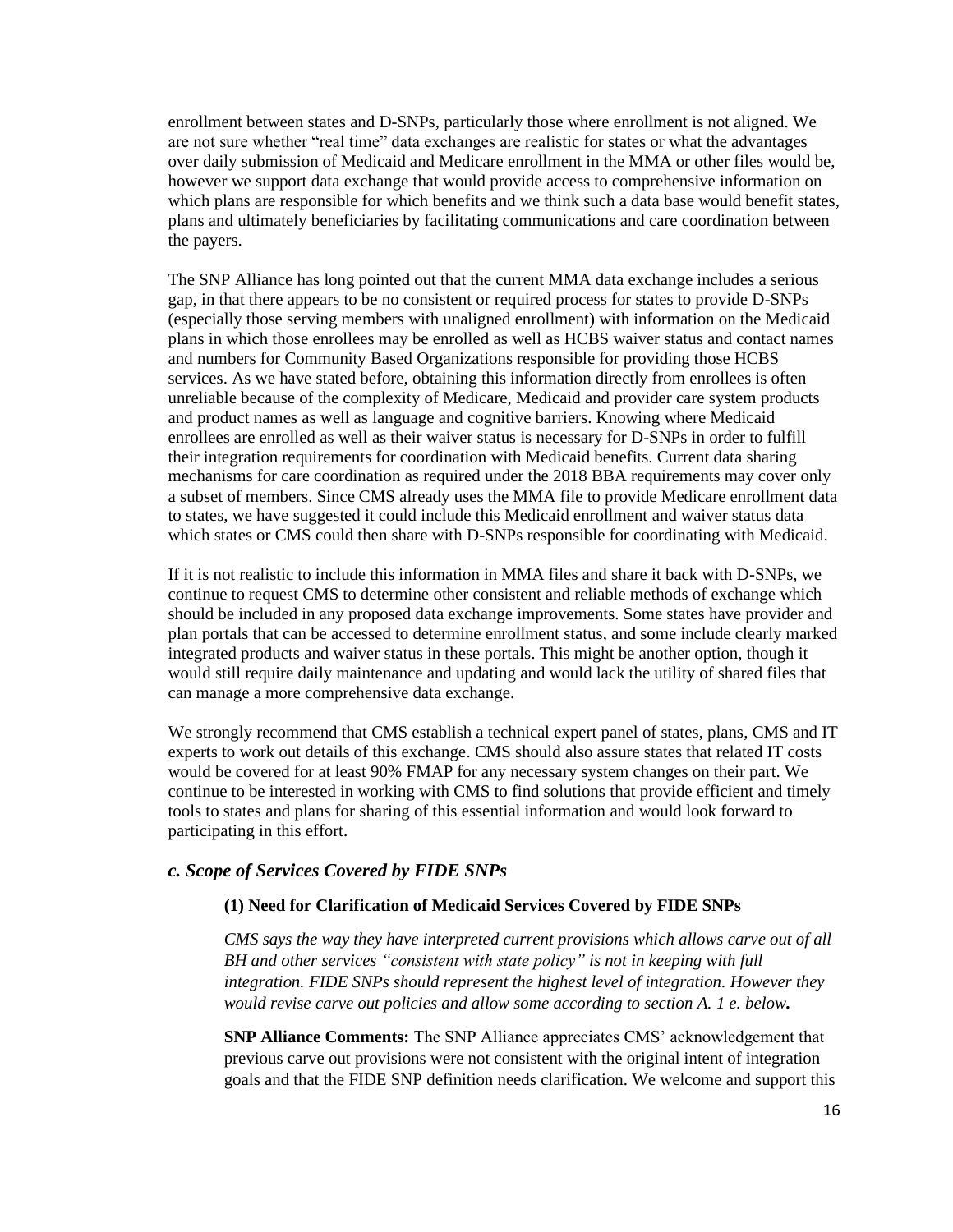enrollment between states and D-SNPs, particularly those where enrollment is not aligned. We are not sure whether "real time" data exchanges are realistic for states or what the advantages over daily submission of Medicaid and Medicare enrollment in the MMA or other files would be, however we support data exchange that would provide access to comprehensive information on which plans are responsible for which benefits and we think such a data base would benefit states, plans and ultimately beneficiaries by facilitating communications and care coordination between the payers.

The SNP Alliance has long pointed out that the current MMA data exchange includes a serious gap, in that there appears to be no consistent or required process for states to provide D-SNPs (especially those serving members with unaligned enrollment) with information on the Medicaid plans in which those enrollees may be enrolled as well as HCBS waiver status and contact names and numbers for Community Based Organizations responsible for providing those HCBS services. As we have stated before, obtaining this information directly from enrollees is often unreliable because of the complexity of Medicare, Medicaid and provider care system products and product names as well as language and cognitive barriers. Knowing where Medicaid enrollees are enrolled as well as their waiver status is necessary for D-SNPs in order to fulfill their integration requirements for coordination with Medicaid benefits. Current data sharing mechanisms for care coordination as required under the 2018 BBA requirements may cover only a subset of members. Since CMS already uses the MMA file to provide Medicare enrollment data to states, we have suggested it could include this Medicaid enrollment and waiver status data which states or CMS could then share with D-SNPs responsible for coordinating with Medicaid.

If it is not realistic to include this information in MMA files and share it back with D-SNPs, we continue to request CMS to determine other consistent and reliable methods of exchange which should be included in any proposed data exchange improvements. Some states have provider and plan portals that can be accessed to determine enrollment status, and some include clearly marked integrated products and waiver status in these portals. This might be another option, though it would still require daily maintenance and updating and would lack the utility of shared files that can manage a more comprehensive data exchange.

We strongly recommend that CMS establish a technical expert panel of states, plans, CMS and IT experts to work out details of this exchange. CMS should also assure states that related IT costs would be covered for at least 90% FMAP for any necessary system changes on their part. We continue to be interested in working with CMS to find solutions that provide efficient and timely tools to states and plans for sharing of this essential information and would look forward to participating in this effort.

### *c. Scope of Services Covered by FIDE SNPs*

#### (1) Need for Clarification of Medicaid Services Covered by FIDE SNPs

*CMS says the way they have interpreted current provisions which allows carve out of all BH and other services "consistent with state policy" is not in keeping with full integration. FIDE SNPs should represent the highest level of integration. However they would revise carve out policies and allow some according to section A. 1 e. below.*

**SNP Alliance Comments:** The SNP Alliance appreciates CMS' acknowledgement that previous carve out provisions were not consistent with the original intent of integration goals and that the FIDE SNP definition needs clarification. We welcome and support this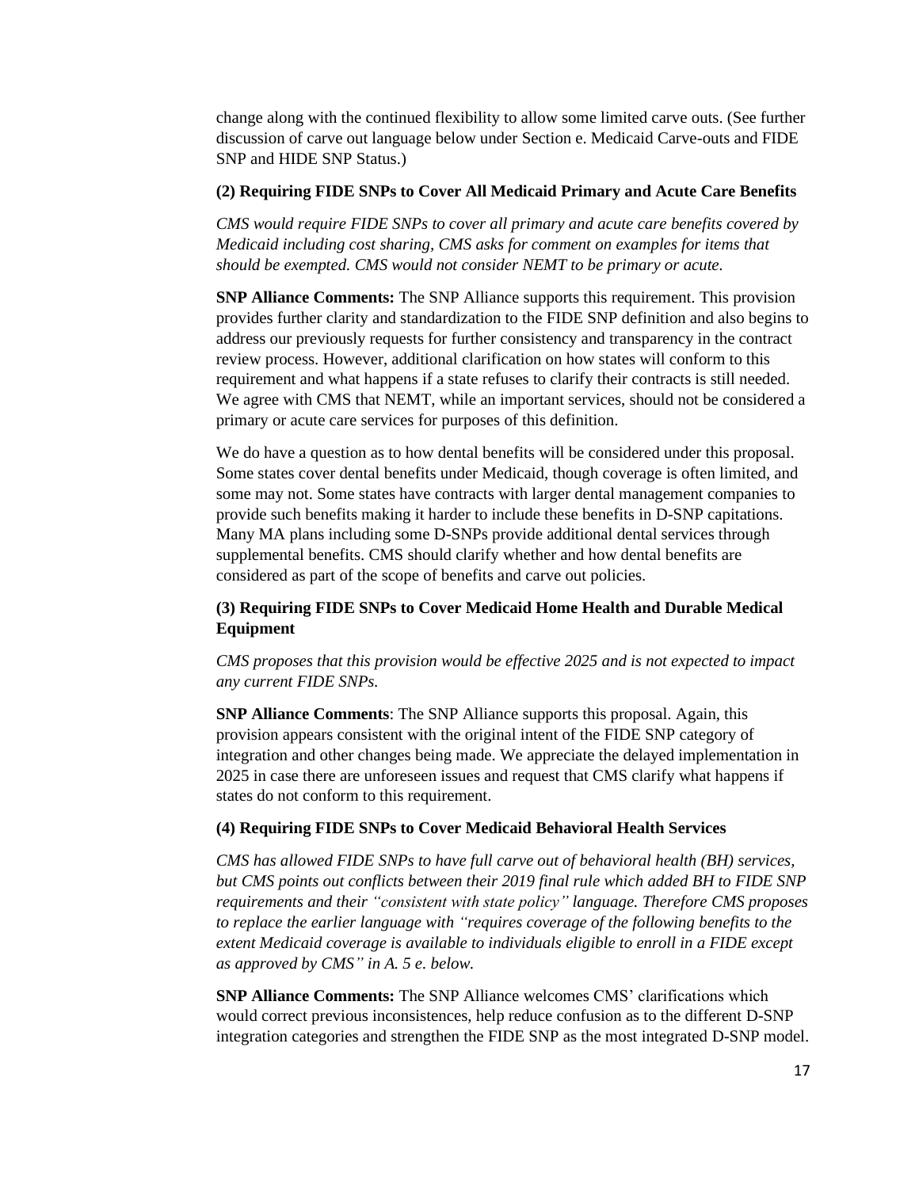change along with the continued flexibility to allow some limited carve outs. (See further discussion of carve out language below under Section e. Medicaid Carve-outs and FIDE SNP and HIDE SNP Status.)

**(2) Requiring FIDE SNPs to Cover All Medicaid Primary and Acute Care Benefits**

*CMS would require FIDE SNPs to cover all primary and acute care benefits covered by Medicaid including cost sharing, CMS asks for comment on examples for items that should be exempted. CMS would not consider NEMT to be primary or acute.*

**SNP Alliance Comments:** The SNP Alliance supports this requirement. This provision provides further clarity and standardization to the FIDE SNP definition and also begins to address our previously requests for further consistency and transparency in the contract review process. However, additional clarification on how states will conform to this requirement and what happens if a state refuses to clarify their contracts is still needed. We agree with CMS that NEMT, while an important services, should not be considered a primary or acute care services for purposes of this definition.

We do have a question as to how dental benefits will be considered under this proposal. Some states cover dental benefits under Medicaid, though coverage is often limited, and some may not. Some states have contracts with larger dental management companies to provide such benefits making it harder to include these benefits in D-SNP capitations. Many MA plans including some D-SNPs provide additional dental services through supplemental benefits. CMS should clarify whether and how dental benefits are considered as part of the scope of benefits and carve out policies.

**(3) Requiring FIDE SNPs to Cover Medicaid Home Health and Durable Medical Equipment**

*CMS proposes that this provision would be effective 2025 and is not expected to impact any current FIDE SNPs.*

**SNP Alliance Comments**: The SNP Alliance supports this proposal. Again, this provision appears consistent with the original intent of the FIDE SNP category of integration and other changes being made. We appreciate the delayed implementation in 2025 in case there are unforeseen issues and request that CMS clarify what happens if states do not conform to this requirement.

**(4) Requiring FIDE SNPs to Cover Medicaid Behavioral Health Services**

*CMS has allowed FIDE SNPs to have full carve out of behavioral health (BH) services, but CMS points out conflicts between their 2019 final rule which added BH to FIDE SNP requirements and their "consistent with state policy" language. Therefore CMS proposes to replace the earlier language with "requires coverage of the following benefits to the extent Medicaid coverage is available to individuals eligible to enroll in a FIDE except as approved by CMS" in A. 5 e. below.*

**SNP Alliance Comments:** The SNP Alliance welcomes CMS' clarifications which would correct previous inconsistences, help reduce confusion as to the different D-SNP integration categories and strengthen the FIDE SNP as the most integrated D-SNP model.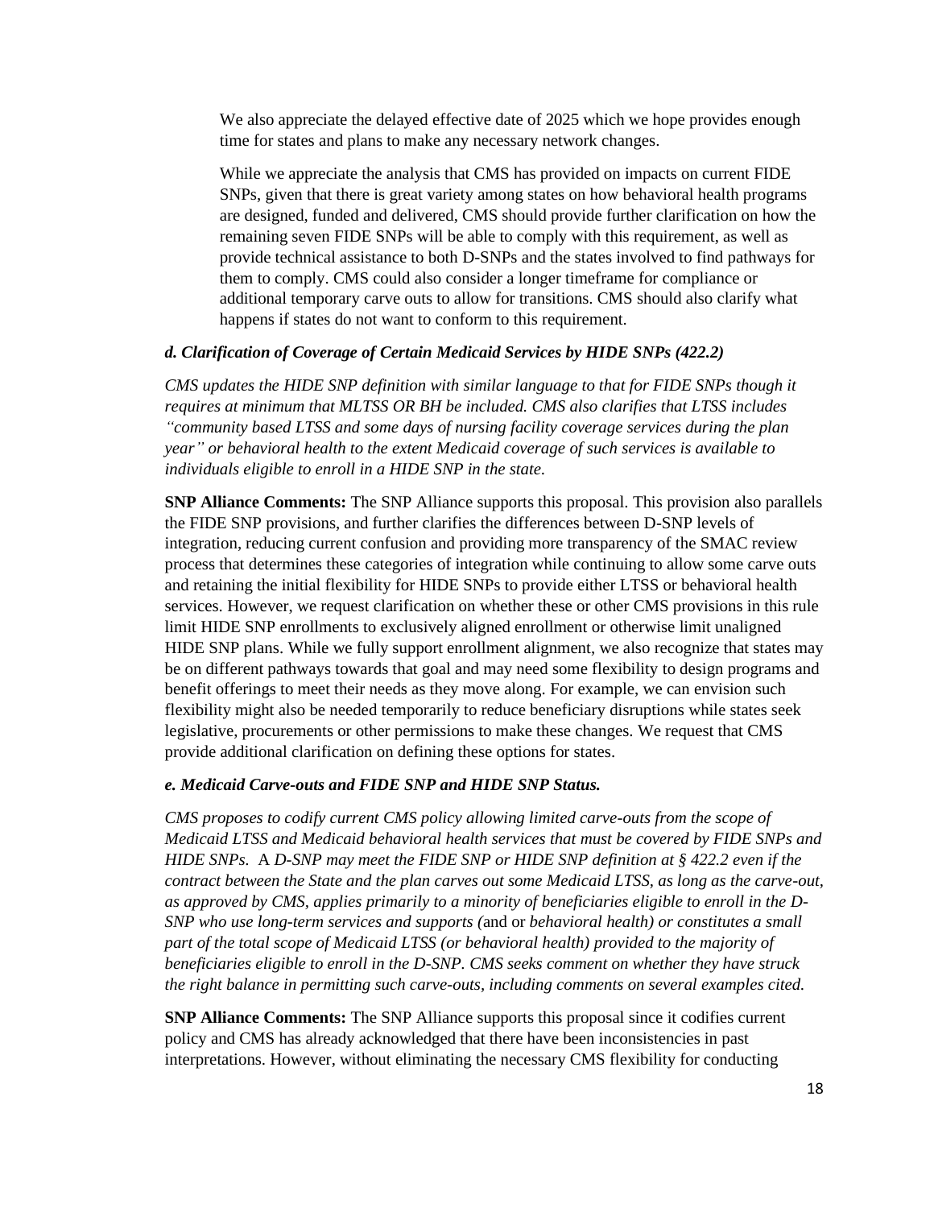We also appreciate the delayed effective date of 2025 which we hope provides enough time for states and plans to make any necessary network changes.

While we appreciate the analysis that CMS has provided on impacts on current FIDE SNPs, given that there is great variety among states on how behavioral health programs are designed, funded and delivered, CMS should provide further clarification on how the remaining seven FIDE SNPs will be able to comply with this requirement, as well as provide technical assistance to both D-SNPs and the states involved to find pathways for them to comply. CMS could also consider a longer timeframe for compliance or additional temporary carve outs to allow for transitions. CMS should also clarify what happens if states do not want to conform to this requirement.

***d. Clarification of Coverage of Certain Medicaid Services by HIDE SNPs (422.2)***

*CMS updates the HIDE SNP definition with similar language to that for FIDE SNPs though it requires at minimum that MLTSS OR BH be included. CMS also clarifies that LTSS includes "community based LTSS and some days of nursing facility coverage services during the plan year" or behavioral health to the extent Medicaid coverage of such services is available to individuals eligible to enroll in a HIDE SNP in the state.*

**SNP Alliance Comments:** The SNP Alliance supports this proposal. This provision also parallels the FIDE SNP provisions, and further clarifies the differences between D-SNP levels of integration, reducing current confusion and providing more transparency of the SMAC review process that determines these categories of integration while continuing to allow some carve outs and retaining the initial flexibility for HIDE SNPs to provide either LTSS or behavioral health services. However, we request clarification on whether these or other CMS provisions in this rule limit HIDE SNP enrollments to exclusively aligned enrollment or otherwise limit unaligned HIDE SNP plans. While we fully support enrollment alignment, we also recognize that states may be on different pathways towards that goal and may need some flexibility to design programs and benefit offerings to meet their needs as they move along. For example, we can envision such flexibility might also be needed temporarily to reduce beneficiary disruptions while states seek legislative, procurements or other permissions to make these changes. We request that CMS provide additional clarification on defining these options for states.

***e. Medicaid Carve-outs and FIDE SNP and HIDE SNP Status.***

*CMS proposes to codify current CMS policy allowing limited carve-outs from the scope of Medicaid LTSS and Medicaid behavioral health services that must be covered by FIDE SNPs and HIDE SNPs.* A *D-SNP may meet the FIDE SNP or HIDE SNP definition at § 422.2 even if the contract between the State and the plan carves out some Medicaid LTSS, as long as the carve-out, as approved by CMS, applies primarily to a minority of beneficiaries eligible to enroll in the D-SNP who use long-term services and supports (*and or *behavioral health) or constitutes a small part of the total scope of Medicaid LTSS (or behavioral health) provided to the majority of beneficiaries eligible to enroll in the D-SNP. CMS seeks comment on whether they have struck the right balance in permitting such carve-outs, including comments on several examples cited.*

**SNP Alliance Comments:** The SNP Alliance supports this proposal since it codifies current policy and CMS has already acknowledged that there have been inconsistencies in past interpretations. However, without eliminating the necessary CMS flexibility for conducting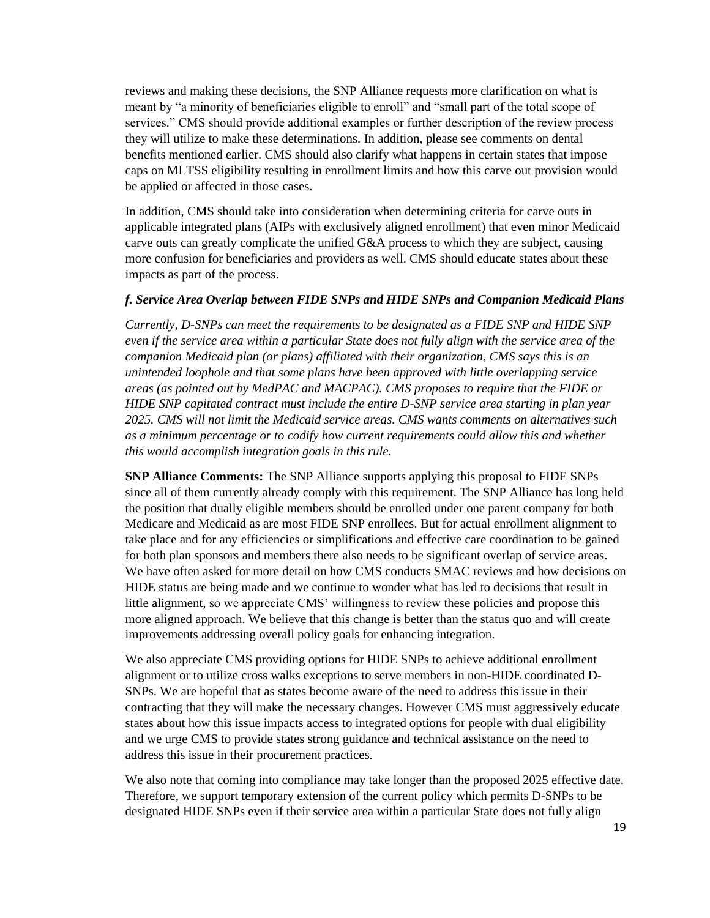reviews and making these decisions, the SNP Alliance requests more clarification on what is meant by "a minority of beneficiaries eligible to enroll" and "small part of the total scope of services." CMS should provide additional examples or further description of the review process they will utilize to make these determinations. In addition, please see comments on dental benefits mentioned earlier. CMS should also clarify what happens in certain states that impose caps on MLTSS eligibility resulting in enrollment limits and how this carve out provision would be applied or affected in those cases.

In addition, CMS should take into consideration when determining criteria for carve outs in applicable integrated plans (AIPs with exclusively aligned enrollment) that even minor Medicaid carve outs can greatly complicate the unified G&A process to which they are subject, causing more confusion for beneficiaries and providers as well. CMS should educate states about these impacts as part of the process.

### *f. Service Area Overlap between FIDE SNPs and HIDE SNPs and Companion Medicaid Plans*

*Currently, D-SNPs can meet the requirements to be designated as a FIDE SNP and HIDE SNP even if the service area within a particular State does not fully align with the service area of the companion Medicaid plan (or plans) affiliated with their organization, CMS says this is an unintended loophole and that some plans have been approved with little overlapping service areas (as pointed out by MedPAC and MACPAC). CMS proposes to require that the FIDE or HIDE SNP capitated contract must include the entire D-SNP service area starting in plan year 2025. CMS will not limit the Medicaid service areas. CMS wants comments on alternatives such as a minimum percentage or to codify how current requirements could allow this and whether this would accomplish integration goals in this rule.*

**SNP Alliance Comments:** The SNP Alliance supports applying this proposal to FIDE SNPs since all of them currently already comply with this requirement. The SNP Alliance has long held the position that dually eligible members should be enrolled under one parent company for both Medicare and Medicaid as are most FIDE SNP enrollees. But for actual enrollment alignment to take place and for any efficiencies or simplifications and effective care coordination to be gained for both plan sponsors and members there also needs to be significant overlap of service areas. We have often asked for more detail on how CMS conducts SMAC reviews and how decisions on HIDE status are being made and we continue to wonder what has led to decisions that result in little alignment, so we appreciate CMS' willingness to review these policies and propose this more aligned approach. We believe that this change is better than the status quo and will create improvements addressing overall policy goals for enhancing integration.

We also appreciate CMS providing options for HIDE SNPs to achieve additional enrollment alignment or to utilize cross walks exceptions to serve members in non-HIDE coordinated D-SNPs. We are hopeful that as states become aware of the need to address this issue in their contracting that they will make the necessary changes. However CMS must aggressively educate states about how this issue impacts access to integrated options for people with dual eligibility and we urge CMS to provide states strong guidance and technical assistance on the need to address this issue in their procurement practices.

We also note that coming into compliance may take longer than the proposed 2025 effective date. Therefore, we support temporary extension of the current policy which permits D-SNPs to be designated HIDE SNPs even if their service area within a particular State does not fully align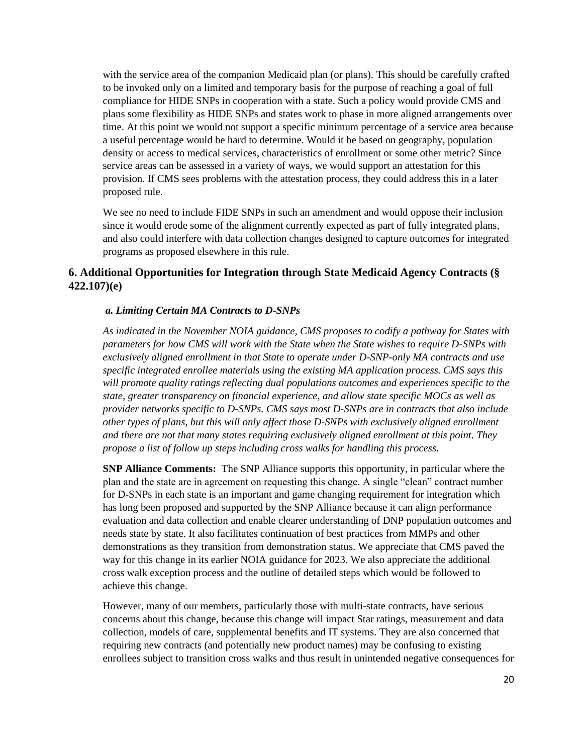with the service area of the companion Medicaid plan (or plans). This should be carefully crafted to be invoked only on a limited and temporary basis for the purpose of reaching a goal of full compliance for HIDE SNPs in cooperation with a state. Such a policy would provide CMS and plans some flexibility as HIDE SNPs and states work to phase in more aligned arrangements over time. At this point we would not support a specific minimum percentage of a service area because a useful percentage would be hard to determine. Would it be based on geography, population density or access to medical services, characteristics of enrollment or some other metric? Since service areas can be assessed in a variety of ways, we would support an attestation for this provision. If CMS sees problems with the attestation process, they could address this in a later proposed rule.

We see no need to include FIDE SNPs in such an amendment and would oppose their inclusion since it would erode some of the alignment currently expected as part of fully integrated plans, and also could interfere with data collection changes designed to capture outcomes for integrated programs as proposed elsewhere in this rule.

## 6. Additional Opportunities for Integration through State Medicaid Agency Contracts (§ 422.107)(e)

### *a. Limiting Certain MA Contracts to D-SNPs*

*As indicated in the November NOIA guidance, CMS proposes to codify a pathway for States with parameters for how CMS will work with the State when the State wishes to require D-SNPs with exclusively aligned enrollment in that State to operate under D-SNP-only MA contracts and use specific integrated enrollee materials using the existing MA application process. CMS says this will promote quality ratings reflecting dual populations outcomes and experiences specific to the state, greater transparency on financial experience, and allow state specific MOCs as well as provider networks specific to D-SNPs. CMS says most D-SNPs are in contracts that also include other types of plans, but this will only affect those D-SNPs with exclusively aligned enrollment and there are not that many states requiring exclusively aligned enrollment at this point. They propose a list of follow up steps including cross walks for handling this process.*

**SNP Alliance Comments:** The SNP Alliance supports this opportunity, in particular where the plan and the state are in agreement on requesting this change. A single "clean" contract number for D-SNPs in each state is an important and game changing requirement for integration which has long been proposed and supported by the SNP Alliance because it can align performance evaluation and data collection and enable clearer understanding of DNP population outcomes and needs state by state. It also facilitates continuation of best practices from MMPs and other demonstrations as they transition from demonstration status. We appreciate that CMS paved the way for this change in its earlier NOIA guidance for 2023. We also appreciate the additional cross walk exception process and the outline of detailed steps which would be followed to achieve this change.

However, many of our members, particularly those with multi-state contracts, have serious concerns about this change, because this change will impact Star ratings, measurement and data collection, models of care, supplemental benefits and IT systems. They are also concerned that requiring new contracts (and potentially new product names) may be confusing to existing enrollees subject to transition cross walks and thus result in unintended negative consequences for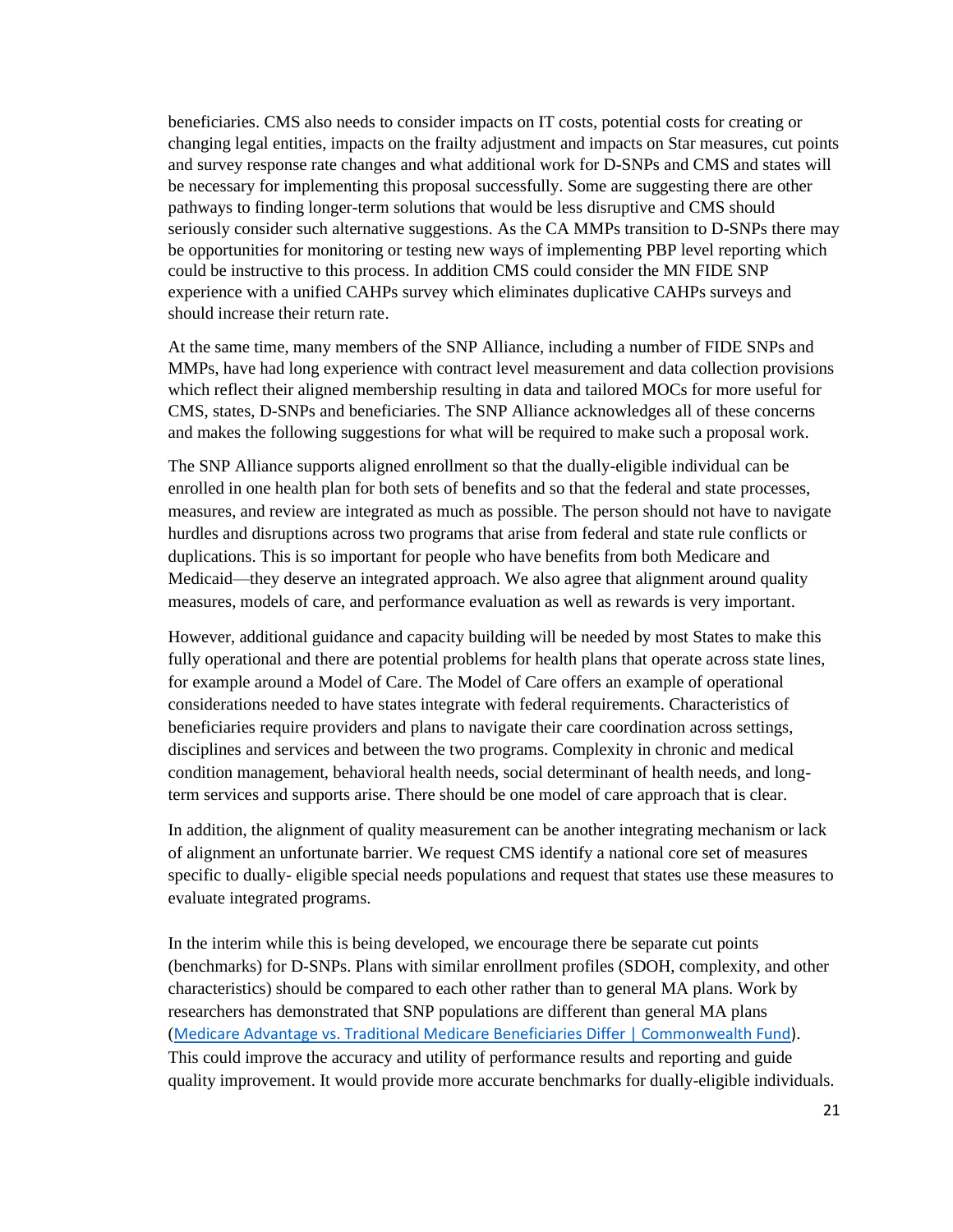beneficiaries. CMS also needs to consider impacts on IT costs, potential costs for creating or changing legal entities, impacts on the frailty adjustment and impacts on Star measures, cut points and survey response rate changes and what additional work for D-SNPs and CMS and states will be necessary for implementing this proposal successfully. Some are suggesting there are other pathways to finding longer-term solutions that would be less disruptive and CMS should seriously consider such alternative suggestions. As the CA MMPs transition to D-SNPs there may be opportunities for monitoring or testing new ways of implementing PBP level reporting which could be instructive to this process. In addition CMS could consider the MN FIDE SNP experience with a unified CAHPs survey which eliminates duplicative CAHPs surveys and should increase their return rate.

At the same time, many members of the SNP Alliance, including a number of FIDE SNPs and MMPs, have had long experience with contract level measurement and data collection provisions which reflect their aligned membership resulting in data and tailored MOCs for more useful for CMS, states, D-SNPs and beneficiaries. The SNP Alliance acknowledges all of these concerns and makes the following suggestions for what will be required to make such a proposal work.

The SNP Alliance supports aligned enrollment so that the dually-eligible individual can be enrolled in one health plan for both sets of benefits and so that the federal and state processes, measures, and review are integrated as much as possible. The person should not have to navigate hurdles and disruptions across two programs that arise from federal and state rule conflicts or duplications. This is so important for people who have benefits from both Medicare and Medicaid—they deserve an integrated approach. We also agree that alignment around quality measures, models of care, and performance evaluation as well as rewards is very important.

However, additional guidance and capacity building will be needed by most States to make this fully operational and there are potential problems for health plans that operate across state lines, for example around a Model of Care. The Model of Care offers an example of operational considerations needed to have states integrate with federal requirements. Characteristics of beneficiaries require providers and plans to navigate their care coordination across settings, disciplines and services and between the two programs. Complexity in chronic and medical condition management, behavioral health needs, social determinant of health needs, and long-term services and supports arise. There should be one model of care approach that is clear.

In addition, the alignment of quality measurement can be another integrating mechanism or lack of alignment an unfortunate barrier. We request CMS identify a national core set of measures specific to dually- eligible special needs populations and request that states use these measures to evaluate integrated programs.

In the interim while this is being developed, we encourage there be separate cut points (benchmarks) for D-SNPs. Plans with similar enrollment profiles (SDOH, complexity, and other characteristics) should be compared to each other rather than to general MA plans. Work by researchers has demonstrated that SNP populations are different than general MA plans (Medicare Advantage vs. Traditional Medicare Beneficiaries Differ | Commonwealth Fund). This could improve the accuracy and utility of performance results and reporting and guide quality improvement. It would provide more accurate benchmarks for dually-eligible individuals.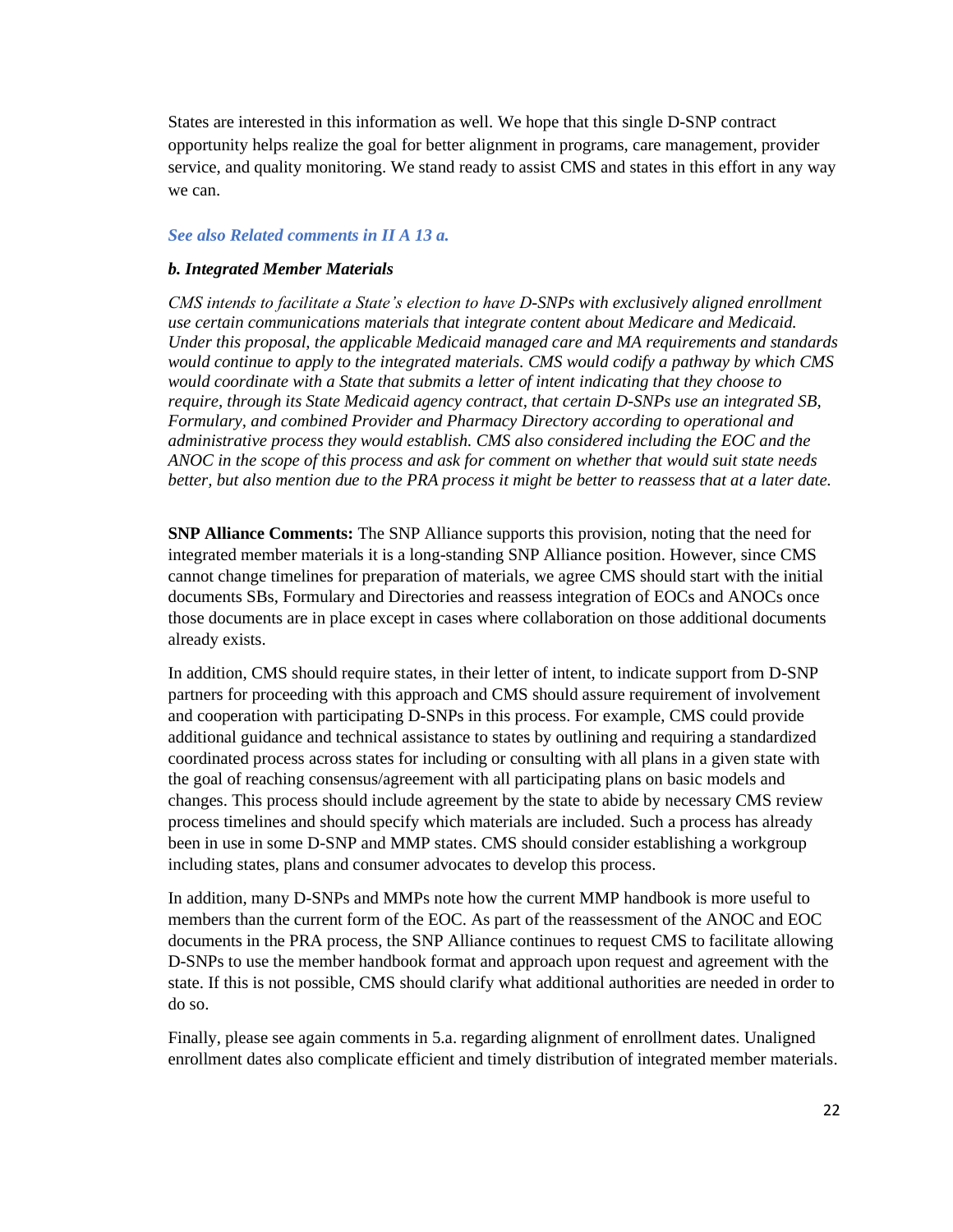States are interested in this information as well. We hope that this single D-SNP contract opportunity helps realize the goal for better alignment in programs, care management, provider service, and quality monitoring. We stand ready to assist CMS and states in this effort in any way we can.

***See also Related comments in II A 13 a.***

***b. Integrated Member Materials***

*CMS intends to facilitate a State's election to have D-SNPs with exclusively aligned enrollment use certain communications materials that integrate content about Medicare and Medicaid. Under this proposal, the applicable Medicaid managed care and MA requirements and standards would continue to apply to the integrated materials. CMS would codify a pathway by which CMS would coordinate with a State that submits a letter of intent indicating that they choose to require, through its State Medicaid agency contract, that certain D-SNPs use an integrated SB, Formulary, and combined Provider and Pharmacy Directory according to operational and administrative process they would establish. CMS also considered including the EOC and the ANOC in the scope of this process and ask for comment on whether that would suit state needs better, but also mention due to the PRA process it might be better to reassess that at a later date.*

**SNP Alliance Comments:** The SNP Alliance supports this provision, noting that the need for integrated member materials it is a long-standing SNP Alliance position. However, since CMS cannot change timelines for preparation of materials, we agree CMS should start with the initial documents SBs, Formulary and Directories and reassess integration of EOCs and ANOCs once those documents are in place except in cases where collaboration on those additional documents already exists.

In addition, CMS should require states, in their letter of intent, to indicate support from D-SNP partners for proceeding with this approach and CMS should assure requirement of involvement and cooperation with participating D-SNPs in this process. For example, CMS could provide additional guidance and technical assistance to states by outlining and requiring a standardized coordinated process across states for including or consulting with all plans in a given state with the goal of reaching consensus/agreement with all participating plans on basic models and changes. This process should include agreement by the state to abide by necessary CMS review process timelines and should specify which materials are included. Such a process has already been in use in some D-SNP and MMP states. CMS should consider establishing a workgroup including states, plans and consumer advocates to develop this process.

In addition, many D-SNPs and MMPs note how the current MMP handbook is more useful to members than the current form of the EOC. As part of the reassessment of the ANOC and EOC documents in the PRA process, the SNP Alliance continues to request CMS to facilitate allowing D-SNPs to use the member handbook format and approach upon request and agreement with the state. If this is not possible, CMS should clarify what additional authorities are needed in order to do so.

Finally, please see again comments in 5.a. regarding alignment of enrollment dates. Unaligned enrollment dates also complicate efficient and timely distribution of integrated member materials.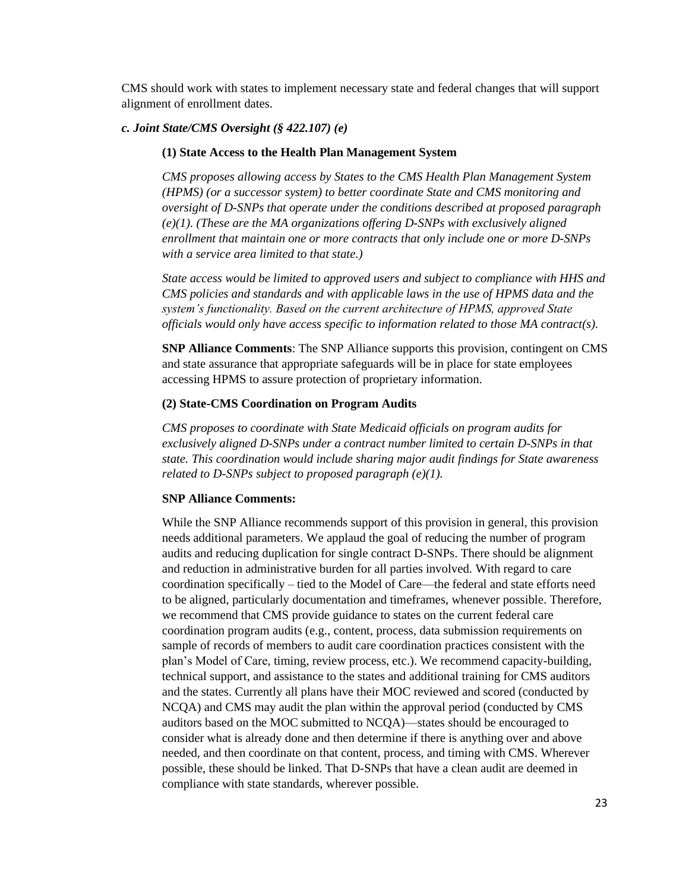CMS should work with states to implement necessary state and federal changes that will support alignment of enrollment dates.

***c. Joint State/CMS Oversight (§ 422.107) (e)***

**(1) State Access to the Health Plan Management System**

*CMS proposes allowing access by States to the CMS Health Plan Management System (HPMS) (or a successor system) to better coordinate State and CMS monitoring and oversight of D-SNPs that operate under the conditions described at proposed paragraph (e)(1). (These are the MA organizations offering D-SNPs with exclusively aligned enrollment that maintain one or more contracts that only include one or more D-SNPs with a service area limited to that state.)*

*State access would be limited to approved users and subject to compliance with HHS and CMS policies and standards and with applicable laws in the use of HPMS data and the system's functionality. Based on the current architecture of HPMS, approved State officials would only have access specific to information related to those MA contract(s).*

**SNP Alliance Comments**: The SNP Alliance supports this provision, contingent on CMS and state assurance that appropriate safeguards will be in place for state employees accessing HPMS to assure protection of proprietary information.

**(2) State-CMS Coordination on Program Audits**

*CMS proposes to coordinate with State Medicaid officials on program audits for exclusively aligned D-SNPs under a contract number limited to certain D-SNPs in that state. This coordination would include sharing major audit findings for State awareness related to D-SNPs subject to proposed paragraph (e)(1).*

**SNP Alliance Comments:**

While the SNP Alliance recommends support of this provision in general, this provision needs additional parameters. We applaud the goal of reducing the number of program audits and reducing duplication for single contract D-SNPs. There should be alignment and reduction in administrative burden for all parties involved. With regard to care coordination specifically – tied to the Model of Care—the federal and state efforts need to be aligned, particularly documentation and timeframes, whenever possible. Therefore, we recommend that CMS provide guidance to states on the current federal care coordination program audits (e.g., content, process, data submission requirements on sample of records of members to audit care coordination practices consistent with the plan's Model of Care, timing, review process, etc.). We recommend capacity-building, technical support, and assistance to the states and additional training for CMS auditors and the states. Currently all plans have their MOC reviewed and scored (conducted by NCQA) and CMS may audit the plan within the approval period (conducted by CMS auditors based on the MOC submitted to NCQA)—states should be encouraged to consider what is already done and then determine if there is anything over and above needed, and then coordinate on that content, process, and timing with CMS. Wherever possible, these should be linked. That D-SNPs that have a clean audit are deemed in compliance with state standards, wherever possible.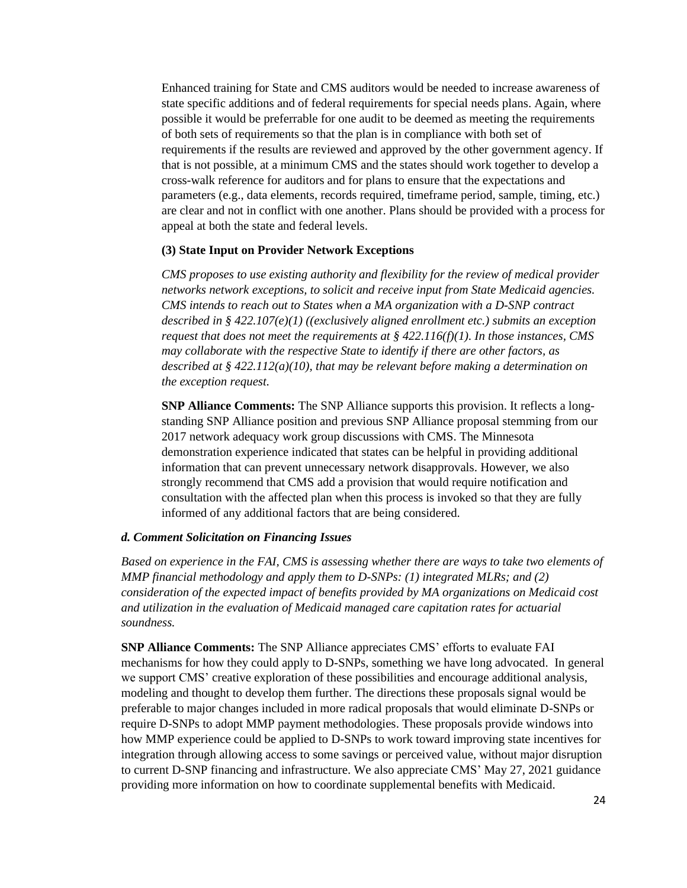Enhanced training for State and CMS auditors would be needed to increase awareness of state specific additions and of federal requirements for special needs plans. Again, where possible it would be preferrable for one audit to be deemed as meeting the requirements of both sets of requirements so that the plan is in compliance with both set of requirements if the results are reviewed and approved by the other government agency. If that is not possible, at a minimum CMS and the states should work together to develop a cross-walk reference for auditors and for plans to ensure that the expectations and parameters (e.g., data elements, records required, timeframe period, sample, timing, etc.) are clear and not in conflict with one another. Plans should be provided with a process for appeal at both the state and federal levels.

**(3) State Input on Provider Network Exceptions**

*CMS proposes to use existing authority and flexibility for the review of medical provider networks network exceptions, to solicit and receive input from State Medicaid agencies. CMS intends to reach out to States when a MA organization with a D-SNP contract described in § 422.107(e)(1) ((exclusively aligned enrollment etc.) submits an exception request that does not meet the requirements at § 422.116(f)(1). In those instances, CMS may collaborate with the respective State to identify if there are other factors, as described at § 422.112(a)(10), that may be relevant before making a determination on the exception request.*

**SNP Alliance Comments:** The SNP Alliance supports this provision. It reflects a long-standing SNP Alliance position and previous SNP Alliance proposal stemming from our 2017 network adequacy work group discussions with CMS. The Minnesota demonstration experience indicated that states can be helpful in providing additional information that can prevent unnecessary network disapprovals. However, we also strongly recommend that CMS add a provision that would require notification and consultation with the affected plan when this process is invoked so that they are fully informed of any additional factors that are being considered.

***d. Comment Solicitation on Financing Issues***

*Based on experience in the FAI, CMS is assessing whether there are ways to take two elements of MMP financial methodology and apply them to D-SNPs: (1) integrated MLRs; and (2) consideration of the expected impact of benefits provided by MA organizations on Medicaid cost and utilization in the evaluation of Medicaid managed care capitation rates for actuarial soundness.*

**SNP Alliance Comments:** The SNP Alliance appreciates CMS' efforts to evaluate FAI mechanisms for how they could apply to D-SNPs, something we have long advocated. In general we support CMS' creative exploration of these possibilities and encourage additional analysis, modeling and thought to develop them further. The directions these proposals signal would be preferable to major changes included in more radical proposals that would eliminate D-SNPs or require D-SNPs to adopt MMP payment methodologies. These proposals provide windows into how MMP experience could be applied to D-SNPs to work toward improving state incentives for integration through allowing access to some savings or perceived value, without major disruption to current D-SNP financing and infrastructure. We also appreciate CMS' May 27, 2021 guidance providing more information on how to coordinate supplemental benefits with Medicaid.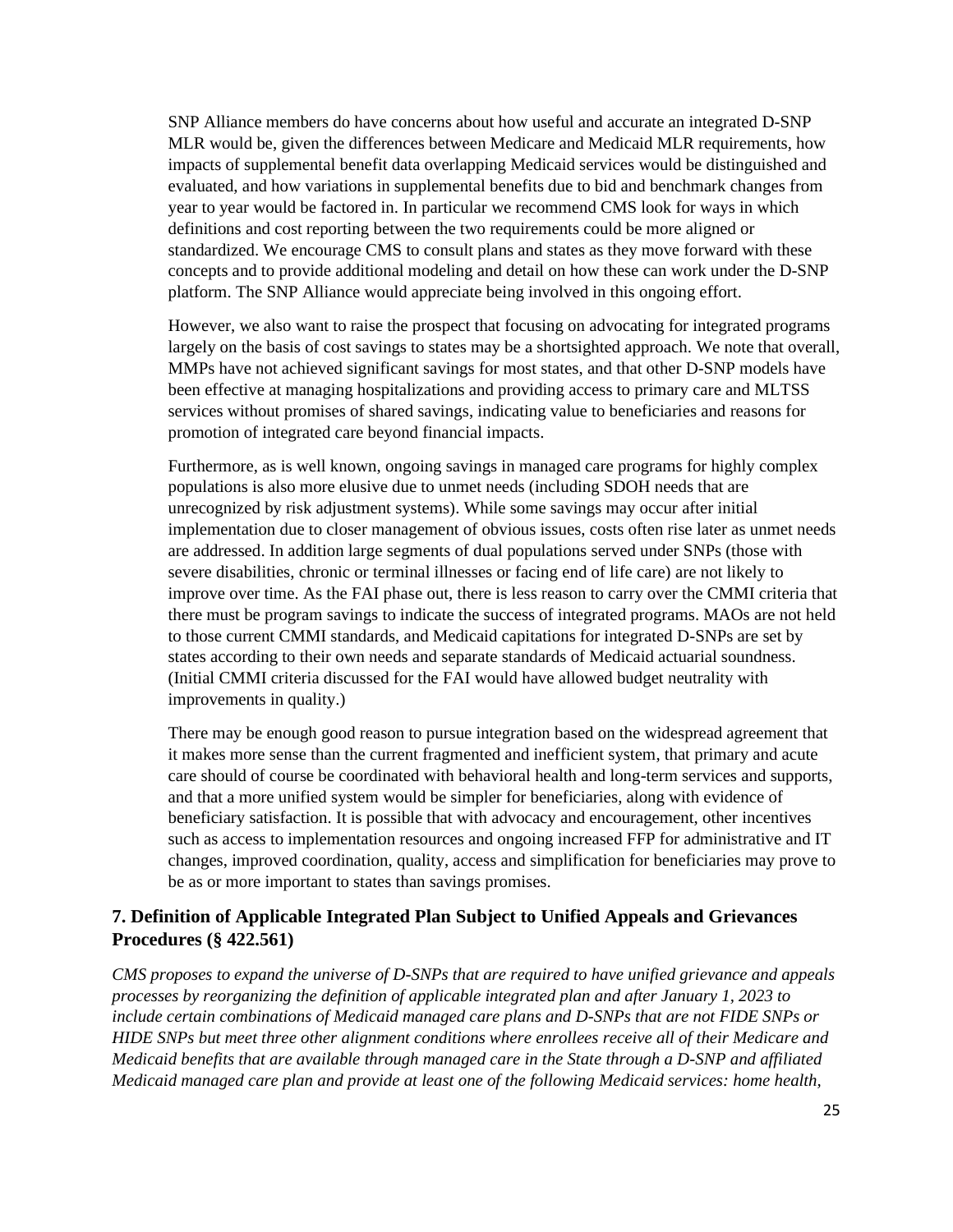SNP Alliance members do have concerns about how useful and accurate an integrated D-SNP MLR would be, given the differences between Medicare and Medicaid MLR requirements, how impacts of supplemental benefit data overlapping Medicaid services would be distinguished and evaluated, and how variations in supplemental benefits due to bid and benchmark changes from year to year would be factored in. In particular we recommend CMS look for ways in which definitions and cost reporting between the two requirements could be more aligned or standardized. We encourage CMS to consult plans and states as they move forward with these concepts and to provide additional modeling and detail on how these can work under the D-SNP platform. The SNP Alliance would appreciate being involved in this ongoing effort.

However, we also want to raise the prospect that focusing on advocating for integrated programs largely on the basis of cost savings to states may be a shortsighted approach. We note that overall, MMPs have not achieved significant savings for most states, and that other D-SNP models have been effective at managing hospitalizations and providing access to primary care and MLTSS services without promises of shared savings, indicating value to beneficiaries and reasons for promotion of integrated care beyond financial impacts.

Furthermore, as is well known, ongoing savings in managed care programs for highly complex populations is also more elusive due to unmet needs (including SDOH needs that are unrecognized by risk adjustment systems). While some savings may occur after initial implementation due to closer management of obvious issues, costs often rise later as unmet needs are addressed. In addition large segments of dual populations served under SNPs (those with severe disabilities, chronic or terminal illnesses or facing end of life care) are not likely to improve over time. As the FAI phase out, there is less reason to carry over the CMMI criteria that there must be program savings to indicate the success of integrated programs. MAOs are not held to those current CMMI standards, and Medicaid capitations for integrated D-SNPs are set by states according to their own needs and separate standards of Medicaid actuarial soundness. (Initial CMMI criteria discussed for the FAI would have allowed budget neutrality with improvements in quality.)

There may be enough good reason to pursue integration based on the widespread agreement that it makes more sense than the current fragmented and inefficient system, that primary and acute care should of course be coordinated with behavioral health and long-term services and supports, and that a more unified system would be simpler for beneficiaries, along with evidence of beneficiary satisfaction. It is possible that with advocacy and encouragement, other incentives such as access to implementation resources and ongoing increased FFP for administrative and IT changes, improved coordination, quality, access and simplification for beneficiaries may prove to be as or more important to states than savings promises.

## 7. Definition of Applicable Integrated Plan Subject to Unified Appeals and Grievances Procedures (§ 422.561)

*CMS proposes to expand the universe of D-SNPs that are required to have unified grievance and appeals processes by reorganizing the definition of applicable integrated plan and after January 1, 2023 to include certain combinations of Medicaid managed care plans and D-SNPs that are not FIDE SNPs or HIDE SNPs but meet three other alignment conditions where enrollees receive all of their Medicare and Medicaid benefits that are available through managed care in the State through a D-SNP and affiliated Medicaid managed care plan and provide at least one of the following Medicaid services: home health,*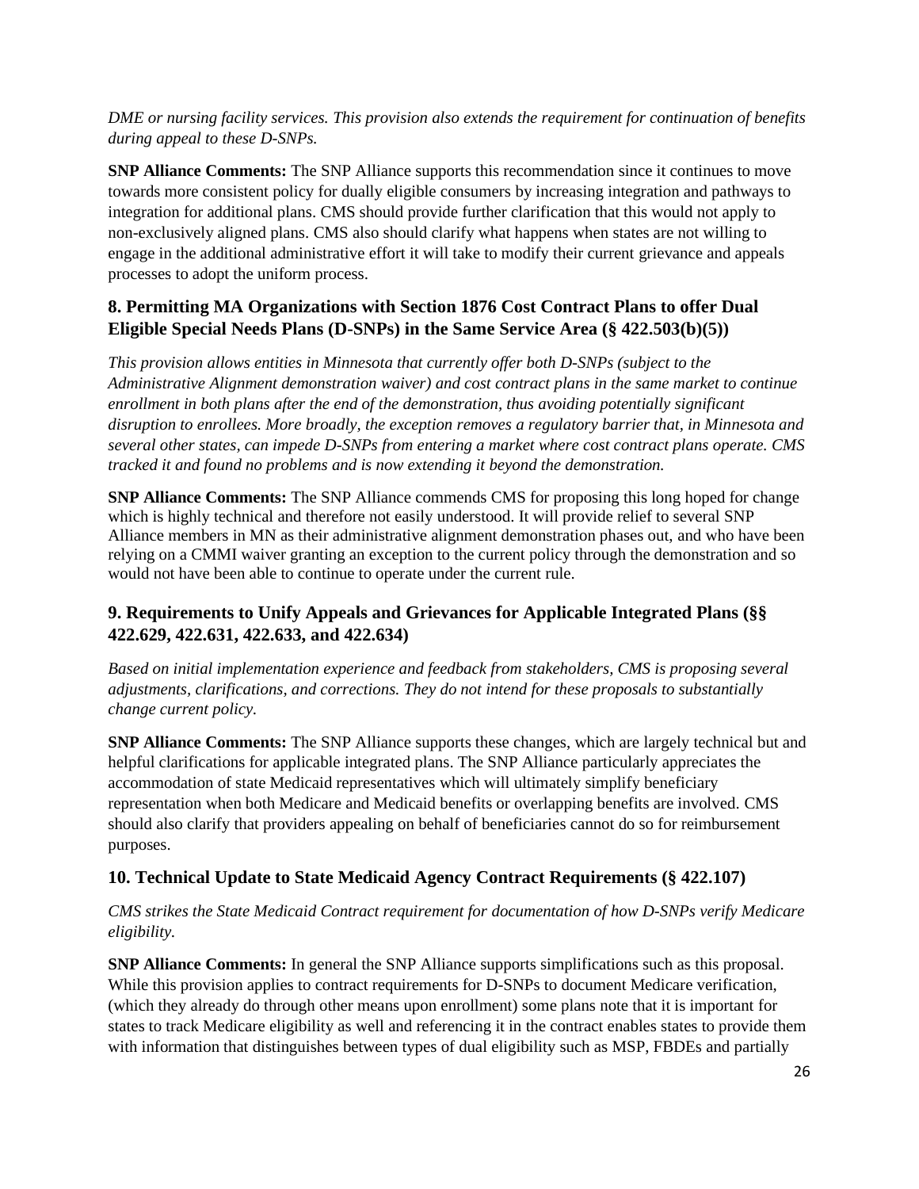*DME or nursing facility services. This provision also extends the requirement for continuation of benefits during appeal to these D-SNPs.*

**SNP Alliance Comments:** The SNP Alliance supports this recommendation since it continues to move towards more consistent policy for dually eligible consumers by increasing integration and pathways to integration for additional plans. CMS should provide further clarification that this would not apply to non-exclusively aligned plans. CMS also should clarify what happens when states are not willing to engage in the additional administrative effort it will take to modify their current grievance and appeals processes to adopt the uniform process.

### 8. Permitting MA Organizations with Section 1876 Cost Contract Plans to offer Dual Eligible Special Needs Plans (D-SNPs) in the Same Service Area (§ 422.503(b)(5))

*This provision allows entities in Minnesota that currently offer both D-SNPs (subject to the Administrative Alignment demonstration waiver) and cost contract plans in the same market to continue enrollment in both plans after the end of the demonstration, thus avoiding potentially significant disruption to enrollees. More broadly, the exception removes a regulatory barrier that, in Minnesota and several other states, can impede D-SNPs from entering a market where cost contract plans operate. CMS tracked it and found no problems and is now extending it beyond the demonstration.*

**SNP Alliance Comments:** The SNP Alliance commends CMS for proposing this long hoped for change which is highly technical and therefore not easily understood. It will provide relief to several SNP Alliance members in MN as their administrative alignment demonstration phases out, and who have been relying on a CMMI waiver granting an exception to the current policy through the demonstration and so would not have been able to continue to operate under the current rule.

### 9. Requirements to Unify Appeals and Grievances for Applicable Integrated Plans (§§ 422.629, 422.631, 422.633, and 422.634)

*Based on initial implementation experience and feedback from stakeholders, CMS is proposing several adjustments, clarifications, and corrections. They do not intend for these proposals to substantially change current policy.*

**SNP Alliance Comments:** The SNP Alliance supports these changes, which are largely technical but and helpful clarifications for applicable integrated plans. The SNP Alliance particularly appreciates the accommodation of state Medicaid representatives which will ultimately simplify beneficiary representation when both Medicare and Medicaid benefits or overlapping benefits are involved. CMS should also clarify that providers appealing on behalf of beneficiaries cannot do so for reimbursement purposes.

### 10. Technical Update to State Medicaid Agency Contract Requirements (§ 422.107)

*CMS strikes the State Medicaid Contract requirement for documentation of how D-SNPs verify Medicare eligibility.*

**SNP Alliance Comments:** In general the SNP Alliance supports simplifications such as this proposal. While this provision applies to contract requirements for D-SNPs to document Medicare verification, (which they already do through other means upon enrollment) some plans note that it is important for states to track Medicare eligibility as well and referencing it in the contract enables states to provide them with information that distinguishes between types of dual eligibility such as MSP, FBDEs and partially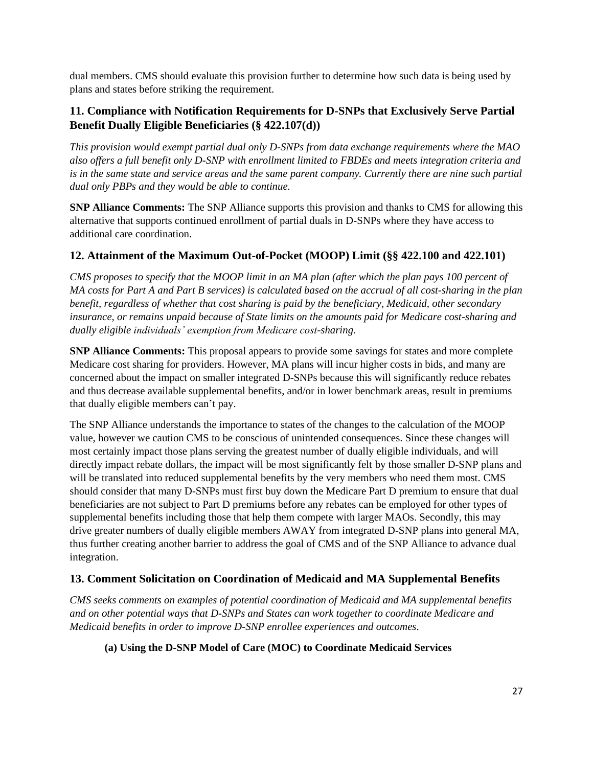dual members. CMS should evaluate this provision further to determine how such data is being used by plans and states before striking the requirement.

## 11. Compliance with Notification Requirements for D-SNPs that Exclusively Serve Partial Benefit Dually Eligible Beneficiaries (§ 422.107(d))

*This provision would exempt partial dual only D-SNPs from data exchange requirements where the MAO also offers a full benefit only D-SNP with enrollment limited to FBDEs and meets integration criteria and is in the same state and service areas and the same parent company. Currently there are nine such partial dual only PBPs and they would be able to continue.*

**SNP Alliance Comments:** The SNP Alliance supports this provision and thanks to CMS for allowing this alternative that supports continued enrollment of partial duals in D-SNPs where they have access to additional care coordination.

## 12. Attainment of the Maximum Out-of-Pocket (MOOP) Limit (§§ 422.100 and 422.101)

*CMS proposes to specify that the MOOP limit in an MA plan (after which the plan pays 100 percent of MA costs for Part A and Part B services) is calculated based on the accrual of all cost-sharing in the plan benefit, regardless of whether that cost sharing is paid by the beneficiary, Medicaid, other secondary insurance, or remains unpaid because of State limits on the amounts paid for Medicare cost-sharing and dually eligible individuals' exemption from Medicare cost-sharing.*

**SNP Alliance Comments:** This proposal appears to provide some savings for states and more complete Medicare cost sharing for providers. However, MA plans will incur higher costs in bids, and many are concerned about the impact on smaller integrated D-SNPs because this will significantly reduce rebates and thus decrease available supplemental benefits, and/or in lower benchmark areas, result in premiums that dually eligible members can't pay.

The SNP Alliance understands the importance to states of the changes to the calculation of the MOOP value, however we caution CMS to be conscious of unintended consequences. Since these changes will most certainly impact those plans serving the greatest number of dually eligible individuals, and will directly impact rebate dollars, the impact will be most significantly felt by those smaller D-SNP plans and will be translated into reduced supplemental benefits by the very members who need them most. CMS should consider that many D-SNPs must first buy down the Medicare Part D premium to ensure that dual beneficiaries are not subject to Part D premiums before any rebates can be employed for other types of supplemental benefits including those that help them compete with larger MAOs. Secondly, this may drive greater numbers of dually eligible members AWAY from integrated D-SNP plans into general MA, thus further creating another barrier to address the goal of CMS and of the SNP Alliance to advance dual integration.

## 13. Comment Solicitation on Coordination of Medicaid and MA Supplemental Benefits

*CMS seeks comments on examples of potential coordination of Medicaid and MA supplemental benefits and on other potential ways that D-SNPs and States can work together to coordinate Medicare and Medicaid benefits in order to improve D-SNP enrollee experiences and outcomes.*

### (a) Using the D-SNP Model of Care (MOC) to Coordinate Medicaid Services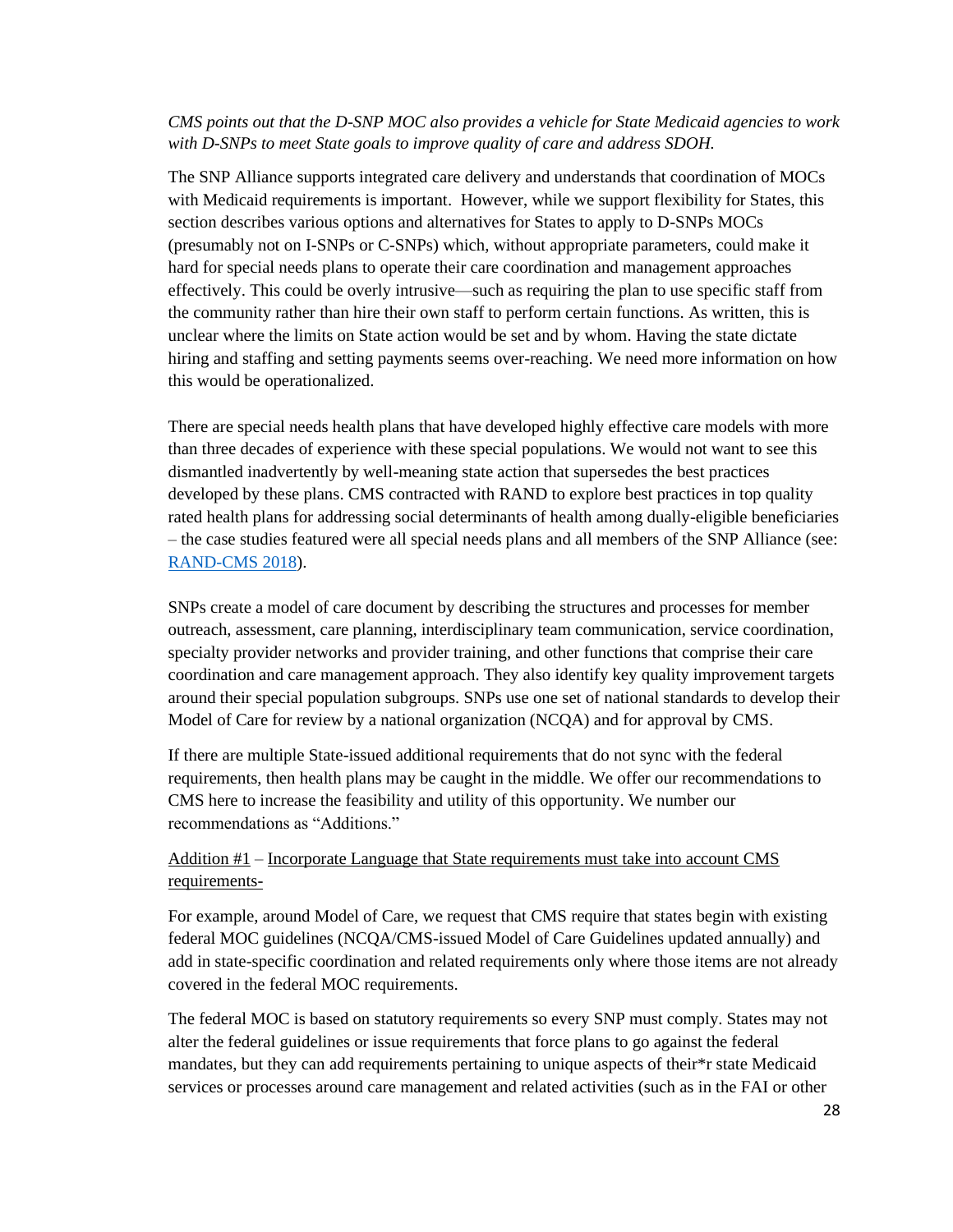*CMS points out that the D-SNP MOC also provides a vehicle for State Medicaid agencies to work with D-SNPs to meet State goals to improve quality of care and address SDOH.*

The SNP Alliance supports integrated care delivery and understands that coordination of MOCs with Medicaid requirements is important. However, while we support flexibility for States, this section describes various options and alternatives for States to apply to D-SNPs MOCs (presumably not on I-SNPs or C-SNPs) which, without appropriate parameters, could make it hard for special needs plans to operate their care coordination and management approaches effectively. This could be overly intrusive—such as requiring the plan to use specific staff from the community rather than hire their own staff to perform certain functions. As written, this is unclear where the limits on State action would be set and by whom. Having the state dictate hiring and staffing and setting payments seems over-reaching. We need more information on how this would be operationalized.

There are special needs health plans that have developed highly effective care models with more than three decades of experience with these special populations. We would not want to see this dismantled inadvertently by well-meaning state action that supersedes the best practices developed by these plans. CMS contracted with RAND to explore best practices in top quality rated health plans for addressing social determinants of health among dually-eligible beneficiaries – the case studies featured were all special needs plans and all members of the SNP Alliance (see: RAND-CMS 2018).

SNPs create a model of care document by describing the structures and processes for member outreach, assessment, care planning, interdisciplinary team communication, service coordination, specialty provider networks and provider training, and other functions that comprise their care coordination and care management approach. They also identify key quality improvement targets around their special population subgroups. SNPs use one set of national standards to develop their Model of Care for review by a national organization (NCQA) and for approval by CMS.

If there are multiple State-issued additional requirements that do not sync with the federal requirements, then health plans may be caught in the middle. We offer our recommendations to CMS here to increase the feasibility and utility of this opportunity. We number our recommendations as "Additions."

Addition #1 – Incorporate Language that State requirements must take into account CMS requirements-

For example, around Model of Care, we request that CMS require that states begin with existing federal MOC guidelines (NCQA/CMS-issued Model of Care Guidelines updated annually) and add in state-specific coordination and related requirements only where those items are not already covered in the federal MOC requirements.

The federal MOC is based on statutory requirements so every SNP must comply. States may not alter the federal guidelines or issue requirements that force plans to go against the federal mandates, but they can add requirements pertaining to unique aspects of their*r state Medicaid services or processes around care management and related activities (such as in the FAI or other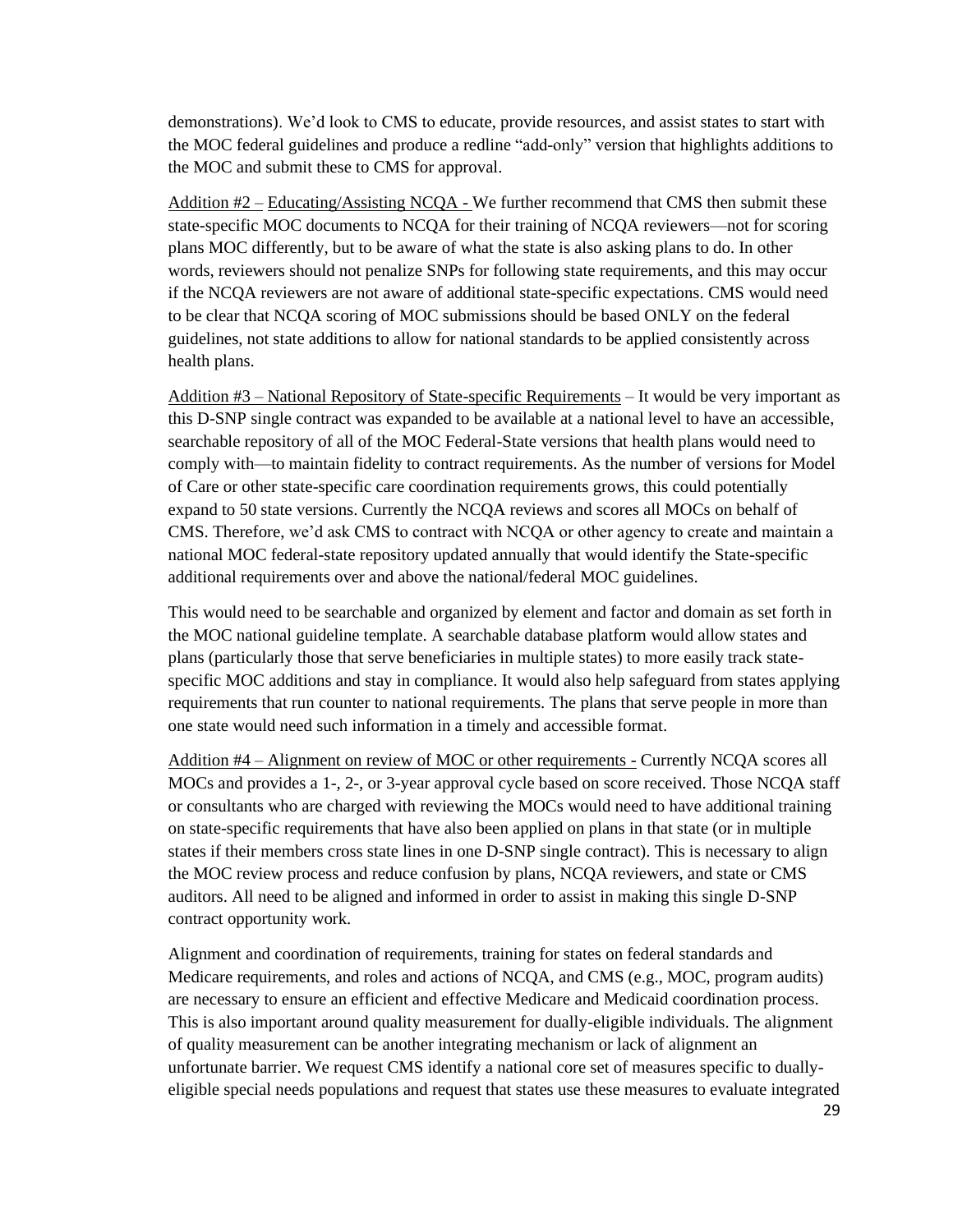demonstrations). We'd look to CMS to educate, provide resources, and assist states to start with the MOC federal guidelines and produce a redline "add-only" version that highlights additions to the MOC and submit these to CMS for approval.

<u>Addition #2 – Educating/Assisting NCQA -</u> We further recommend that CMS then submit these state-specific MOC documents to NCQA for their training of NCQA reviewers—not for scoring plans MOC differently, but to be aware of what the state is also asking plans to do. In other words, reviewers should not penalize SNPs for following state requirements, and this may occur if the NCQA reviewers are not aware of additional state-specific expectations. CMS would need to be clear that NCQA scoring of MOC submissions should be based ONLY on the federal guidelines, not state additions to allow for national standards to be applied consistently across health plans.

<u>Addition #3 – National Repository of State-specific Requirements</u> – It would be very important as this D-SNP single contract was expanded to be available at a national level to have an accessible, searchable repository of all of the MOC Federal-State versions that health plans would need to comply with—to maintain fidelity to contract requirements. As the number of versions for Model of Care or other state-specific care coordination requirements grows, this could potentially expand to 50 state versions. Currently the NCQA reviews and scores all MOCs on behalf of CMS. Therefore, we'd ask CMS to contract with NCQA or other agency to create and maintain a national MOC federal-state repository updated annually that would identify the State-specific additional requirements over and above the national/federal MOC guidelines.

This would need to be searchable and organized by element and factor and domain as set forth in the MOC national guideline template. A searchable database platform would allow states and plans (particularly those that serve beneficiaries in multiple states) to more easily track state-specific MOC additions and stay in compliance. It would also help safeguard from states applying requirements that run counter to national requirements. The plans that serve people in more than one state would need such information in a timely and accessible format.

<u>Addition #4 – Alignment on review of MOC or other requirements -</u> Currently NCQA scores all MOCs and provides a 1-, 2-, or 3-year approval cycle based on score received. Those NCQA staff or consultants who are charged with reviewing the MOCs would need to have additional training on state-specific requirements that have also been applied on plans in that state (or in multiple states if their members cross state lines in one D-SNP single contract). This is necessary to align the MOC review process and reduce confusion by plans, NCQA reviewers, and state or CMS auditors. All need to be aligned and informed in order to assist in making this single D-SNP contract opportunity work.

Alignment and coordination of requirements, training for states on federal standards and Medicare requirements, and roles and actions of NCQA, and CMS (e.g., MOC, program audits) are necessary to ensure an efficient and effective Medicare and Medicaid coordination process. This is also important around quality measurement for dually-eligible individuals. The alignment of quality measurement can be another integrating mechanism or lack of alignment an unfortunate barrier. We request CMS identify a national core set of measures specific to dually-eligible special needs populations and request that states use these measures to evaluate integrated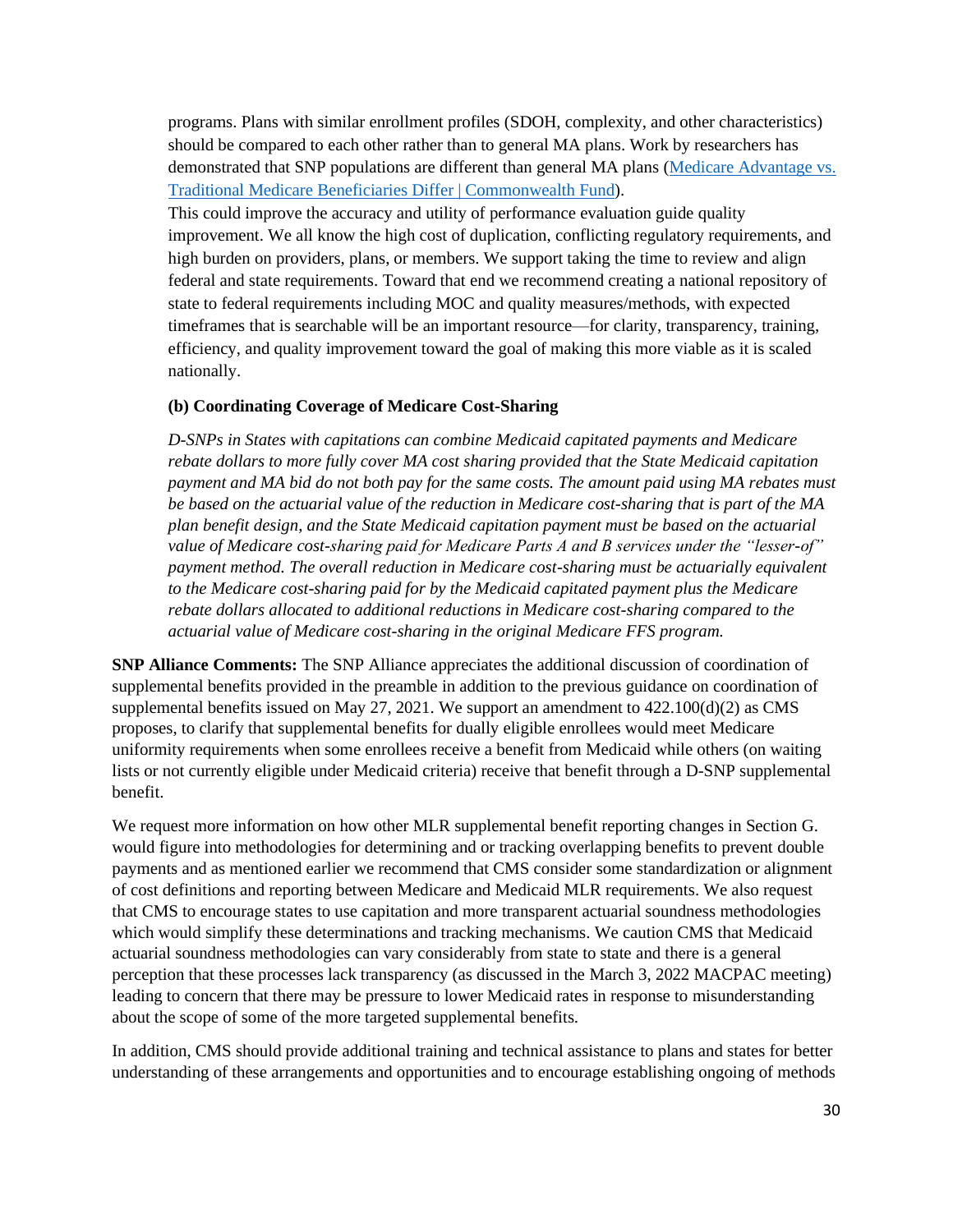programs. Plans with similar enrollment profiles (SDOH, complexity, and other characteristics) should be compared to each other rather than to general MA plans. Work by researchers has demonstrated that SNP populations are different than general MA plans ([Medicare Advantage vs. Traditional Medicare Beneficiaries Differ | Commonwealth Fund]).

This could improve the accuracy and utility of performance evaluation guide quality improvement. We all know the high cost of duplication, conflicting regulatory requirements, and high burden on providers, plans, or members. We support taking the time to review and align federal and state requirements. Toward that end we recommend creating a national repository of state to federal requirements including MOC and quality measures/methods, with expected timeframes that is searchable will be an important resource—for clarity, transparency, training, efficiency, and quality improvement toward the goal of making this more viable as it is scaled nationally.

**(b) Coordinating Coverage of Medicare Cost-Sharing**

*D-SNPs in States with capitations can combine Medicaid capitated payments and Medicare rebate dollars to more fully cover MA cost sharing provided that the State Medicaid capitation payment and MA bid do not both pay for the same costs. The amount paid using MA rebates must be based on the actuarial value of the reduction in Medicare cost-sharing that is part of the MA plan benefit design, and the State Medicaid capitation payment must be based on the actuarial value of Medicare cost-sharing paid for Medicare Parts A and B services under the "lesser-of" payment method. The overall reduction in Medicare cost-sharing must be actuarially equivalent to the Medicare cost-sharing paid for by the Medicaid capitated payment plus the Medicare rebate dollars allocated to additional reductions in Medicare cost-sharing compared to the actuarial value of Medicare cost-sharing in the original Medicare FFS program.*

**SNP Alliance Comments:** The SNP Alliance appreciates the additional discussion of coordination of supplemental benefits provided in the preamble in addition to the previous guidance on coordination of supplemental benefits issued on May 27, 2021. We support an amendment to 422.100(d)(2) as CMS proposes, to clarify that supplemental benefits for dually eligible enrollees would meet Medicare uniformity requirements when some enrollees receive a benefit from Medicaid while others (on waiting lists or not currently eligible under Medicaid criteria) receive that benefit through a D-SNP supplemental benefit.

We request more information on how other MLR supplemental benefit reporting changes in Section G. would figure into methodologies for determining and or tracking overlapping benefits to prevent double payments and as mentioned earlier we recommend that CMS consider some standardization or alignment of cost definitions and reporting between Medicare and Medicaid MLR requirements. We also request that CMS to encourage states to use capitation and more transparent actuarial soundness methodologies which would simplify these determinations and tracking mechanisms. We caution CMS that Medicaid actuarial soundness methodologies can vary considerably from state to state and there is a general perception that these processes lack transparency (as discussed in the March 3, 2022 MACPAC meeting) leading to concern that there may be pressure to lower Medicaid rates in response to misunderstanding about the scope of some of the more targeted supplemental benefits.

In addition, CMS should provide additional training and technical assistance to plans and states for better understanding of these arrangements and opportunities and to encourage establishing ongoing of methods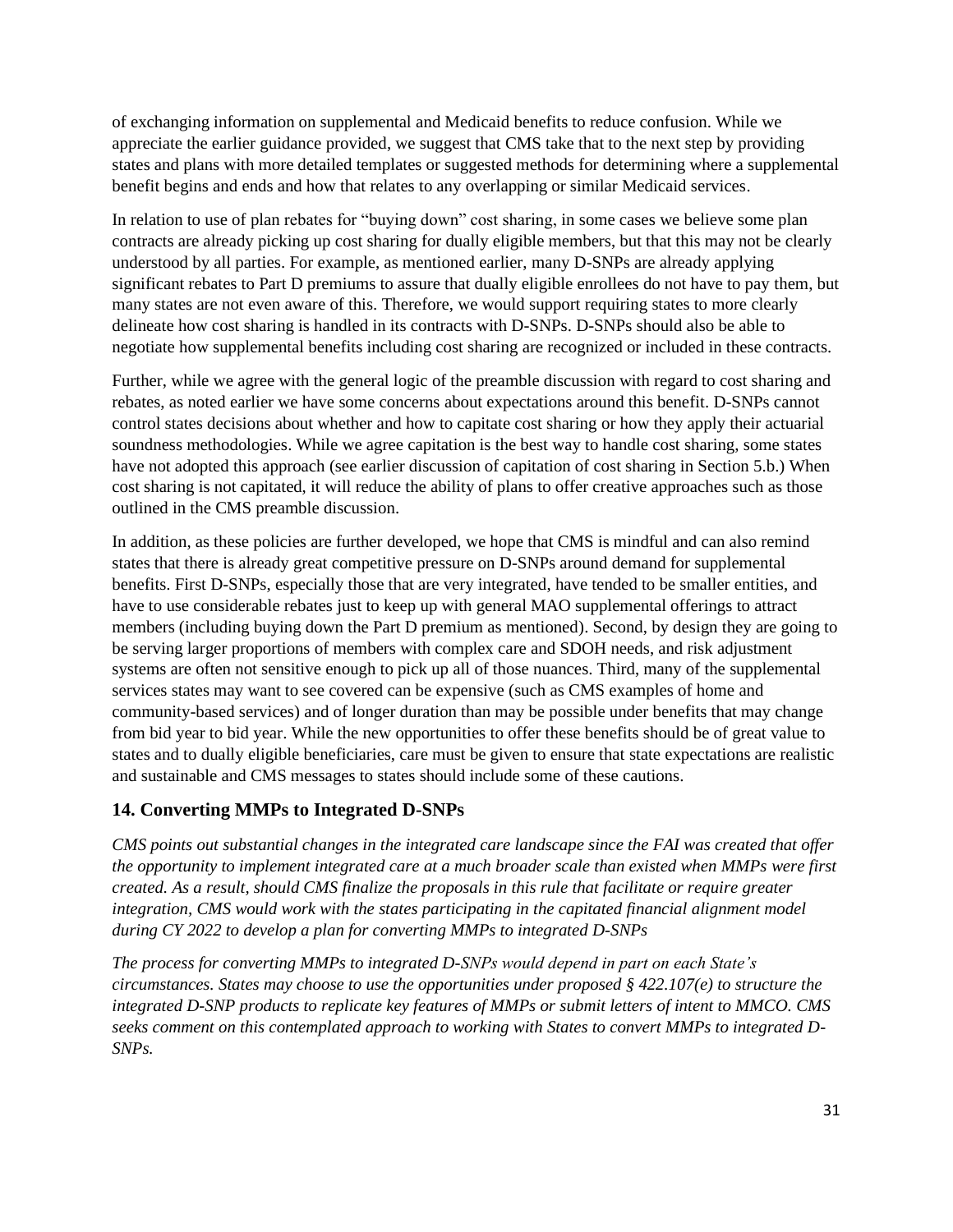of exchanging information on supplemental and Medicaid benefits to reduce confusion. While we appreciate the earlier guidance provided, we suggest that CMS take that to the next step by providing states and plans with more detailed templates or suggested methods for determining where a supplemental benefit begins and ends and how that relates to any overlapping or similar Medicaid services.

In relation to use of plan rebates for "buying down" cost sharing, in some cases we believe some plan contracts are already picking up cost sharing for dually eligible members, but that this may not be clearly understood by all parties. For example, as mentioned earlier, many D-SNPs are already applying significant rebates to Part D premiums to assure that dually eligible enrollees do not have to pay them, but many states are not even aware of this. Therefore, we would support requiring states to more clearly delineate how cost sharing is handled in its contracts with D-SNPs. D-SNPs should also be able to negotiate how supplemental benefits including cost sharing are recognized or included in these contracts.

Further, while we agree with the general logic of the preamble discussion with regard to cost sharing and rebates, as noted earlier we have some concerns about expectations around this benefit. D-SNPs cannot control states decisions about whether and how to capitate cost sharing or how they apply their actuarial soundness methodologies. While we agree capitation is the best way to handle cost sharing, some states have not adopted this approach (see earlier discussion of capitation of cost sharing in Section 5.b.) When cost sharing is not capitated, it will reduce the ability of plans to offer creative approaches such as those outlined in the CMS preamble discussion.

In addition, as these policies are further developed, we hope that CMS is mindful and can also remind states that there is already great competitive pressure on D-SNPs around demand for supplemental benefits. First D-SNPs, especially those that are very integrated, have tended to be smaller entities, and have to use considerable rebates just to keep up with general MAO supplemental offerings to attract members (including buying down the Part D premium as mentioned). Second, by design they are going to be serving larger proportions of members with complex care and SDOH needs, and risk adjustment systems are often not sensitive enough to pick up all of those nuances. Third, many of the supplemental services states may want to see covered can be expensive (such as CMS examples of home and community-based services) and of longer duration than may be possible under benefits that may change from bid year to bid year. While the new opportunities to offer these benefits should be of great value to states and to dually eligible beneficiaries, care must be given to ensure that state expectations are realistic and sustainable and CMS messages to states should include some of these cautions.

## 14. Converting MMPs to Integrated D-SNPs

*CMS points out substantial changes in the integrated care landscape since the FAI was created that offer the opportunity to implement integrated care at a much broader scale than existed when MMPs were first created. As a result, should CMS finalize the proposals in this rule that facilitate or require greater integration, CMS would work with the states participating in the capitated financial alignment model during CY 2022 to develop a plan for converting MMPs to integrated D-SNPs*

*The process for converting MMPs to integrated D-SNPs would depend in part on each State's circumstances. States may choose to use the opportunities under proposed § 422.107(e) to structure the integrated D-SNP products to replicate key features of MMPs or submit letters of intent to MMCO. CMS seeks comment on this contemplated approach to working with States to convert MMPs to integrated D-SNPs.*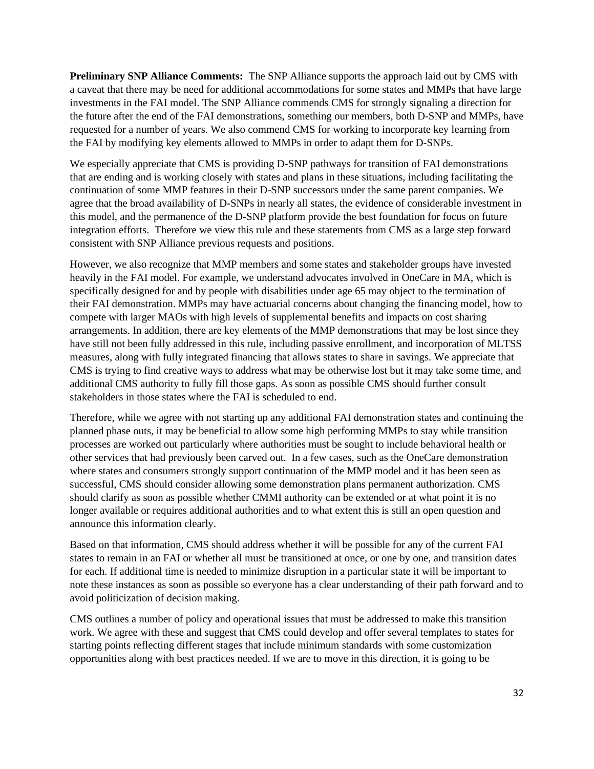**Preliminary SNP Alliance Comments:** The SNP Alliance supports the approach laid out by CMS with a caveat that there may be need for additional accommodations for some states and MMPs that have large investments in the FAI model. The SNP Alliance commends CMS for strongly signaling a direction for the future after the end of the FAI demonstrations, something our members, both D-SNP and MMPs, have requested for a number of years. We also commend CMS for working to incorporate key learning from the FAI by modifying key elements allowed to MMPs in order to adapt them for D-SNPs.

We especially appreciate that CMS is providing D-SNP pathways for transition of FAI demonstrations that are ending and is working closely with states and plans in these situations, including facilitating the continuation of some MMP features in their D-SNP successors under the same parent companies. We agree that the broad availability of D-SNPs in nearly all states, the evidence of considerable investment in this model, and the permanence of the D-SNP platform provide the best foundation for focus on future integration efforts. Therefore we view this rule and these statements from CMS as a large step forward consistent with SNP Alliance previous requests and positions.

However, we also recognize that MMP members and some states and stakeholder groups have invested heavily in the FAI model. For example, we understand advocates involved in OneCare in MA, which is specifically designed for and by people with disabilities under age 65 may object to the termination of their FAI demonstration. MMPs may have actuarial concerns about changing the financing model, how to compete with larger MAOs with high levels of supplemental benefits and impacts on cost sharing arrangements. In addition, there are key elements of the MMP demonstrations that may be lost since they have still not been fully addressed in this rule, including passive enrollment, and incorporation of MLTSS measures, along with fully integrated financing that allows states to share in savings. We appreciate that CMS is trying to find creative ways to address what may be otherwise lost but it may take some time, and additional CMS authority to fully fill those gaps. As soon as possible CMS should further consult stakeholders in those states where the FAI is scheduled to end.

Therefore, while we agree with not starting up any additional FAI demonstration states and continuing the planned phase outs, it may be beneficial to allow some high performing MMPs to stay while transition processes are worked out particularly where authorities must be sought to include behavioral health or other services that had previously been carved out. In a few cases, such as the OneCare demonstration where states and consumers strongly support continuation of the MMP model and it has been seen as successful, CMS should consider allowing some demonstration plans permanent authorization. CMS should clarify as soon as possible whether CMMI authority can be extended or at what point it is no longer available or requires additional authorities and to what extent this is still an open question and announce this information clearly.

Based on that information, CMS should address whether it will be possible for any of the current FAI states to remain in an FAI or whether all must be transitioned at once, or one by one, and transition dates for each. If additional time is needed to minimize disruption in a particular state it will be important to note these instances as soon as possible so everyone has a clear understanding of their path forward and to avoid politicization of decision making.

CMS outlines a number of policy and operational issues that must be addressed to make this transition work. We agree with these and suggest that CMS could develop and offer several templates to states for starting points reflecting different stages that include minimum standards with some customization opportunities along with best practices needed. If we are to move in this direction, it is going to be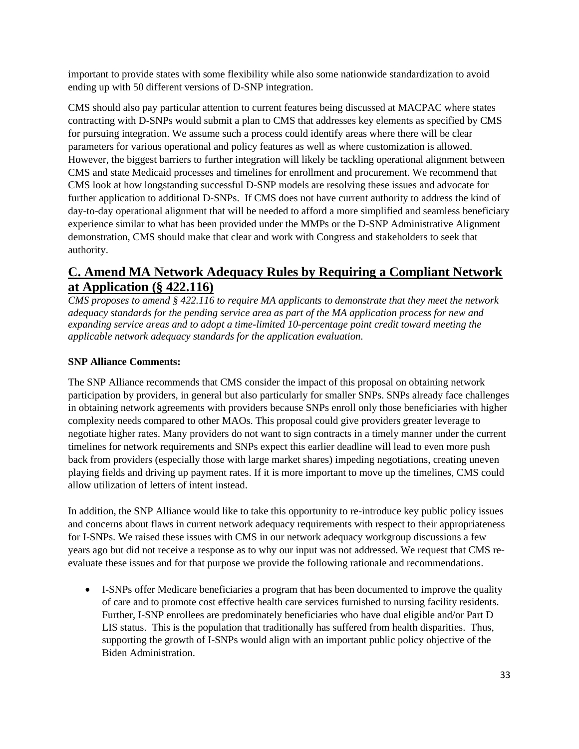important to provide states with some flexibility while also some nationwide standardization to avoid ending up with 50 different versions of D-SNP integration.

CMS should also pay particular attention to current features being discussed at MACPAC where states contracting with D-SNPs would submit a plan to CMS that addresses key elements as specified by CMS for pursuing integration. We assume such a process could identify areas where there will be clear parameters for various operational and policy features as well as where customization is allowed. However, the biggest barriers to further integration will likely be tackling operational alignment between CMS and state Medicaid processes and timelines for enrollment and procurement. We recommend that CMS look at how longstanding successful D-SNP models are resolving these issues and advocate for further application to additional D-SNPs. If CMS does not have current authority to address the kind of day-to-day operational alignment that will be needed to afford a more simplified and seamless beneficiary experience similar to what has been provided under the MMPs or the D-SNP Administrative Alignment demonstration, CMS should make that clear and work with Congress and stakeholders to seek that authority.

## C. Amend MA Network Adequacy Rules by Requiring a Compliant Network at Application (§ 422.116)

*CMS proposes to amend § 422.116 to require MA applicants to demonstrate that they meet the network adequacy standards for the pending service area as part of the MA application process for new and expanding service areas and to adopt a time-limited 10-percentage point credit toward meeting the applicable network adequacy standards for the application evaluation.*

**SNP Alliance Comments:**

The SNP Alliance recommends that CMS consider the impact of this proposal on obtaining network participation by providers, in general but also particularly for smaller SNPs. SNPs already face challenges in obtaining network agreements with providers because SNPs enroll only those beneficiaries with higher complexity needs compared to other MAOs. This proposal could give providers greater leverage to negotiate higher rates. Many providers do not want to sign contracts in a timely manner under the current timelines for network requirements and SNPs expect this earlier deadline will lead to even more push back from providers (especially those with large market shares) impeding negotiations, creating uneven playing fields and driving up payment rates. If it is more important to move up the timelines, CMS could allow utilization of letters of intent instead.

In addition, the SNP Alliance would like to take this opportunity to re-introduce key public policy issues and concerns about flaws in current network adequacy requirements with respect to their appropriateness for I-SNPs. We raised these issues with CMS in our network adequacy workgroup discussions a few years ago but did not receive a response as to why our input was not addressed. We request that CMS re-evaluate these issues and for that purpose we provide the following rationale and recommendations.

- I-SNPs offer Medicare beneficiaries a program that has been documented to improve the quality of care and to promote cost effective health care services furnished to nursing facility residents. Further, I-SNP enrollees are predominately beneficiaries who have dual eligible and/or Part D LIS status. This is the population that traditionally has suffered from health disparities. Thus, supporting the growth of I-SNPs would align with an important public policy objective of the Biden Administration.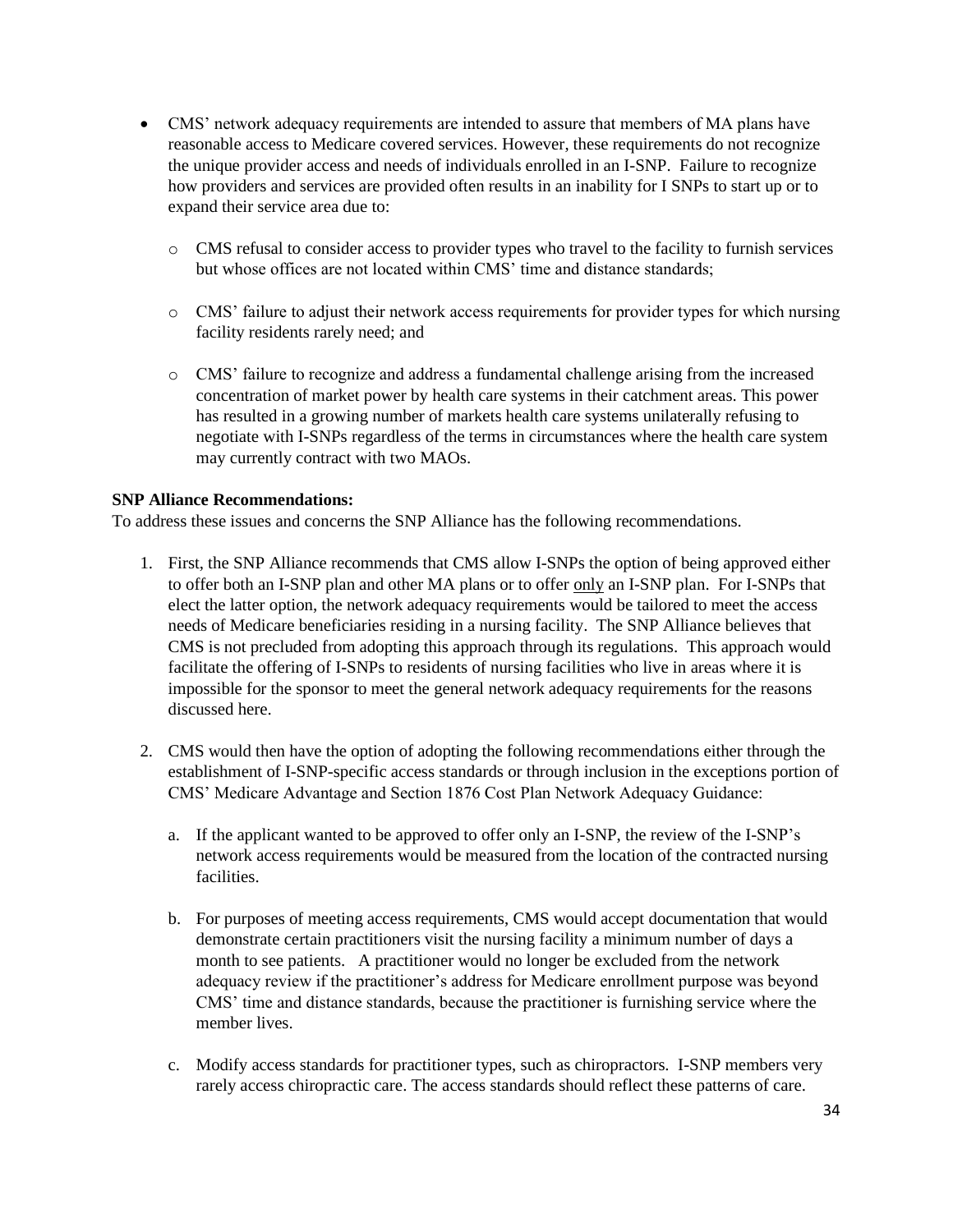- CMS' network adequacy requirements are intended to assure that members of MA plans have reasonable access to Medicare covered services. However, these requirements do not recognize the unique provider access and needs of individuals enrolled in an I-SNP. Failure to recognize how providers and services are provided often results in an inability for I SNPs to start up or to expand their service area due to:
  - CMS refusal to consider access to provider types who travel to the facility to furnish services but whose offices are not located within CMS' time and distance standards;
  - CMS' failure to adjust their network access requirements for provider types for which nursing facility residents rarely need; and
  - CMS' failure to recognize and address a fundamental challenge arising from the increased concentration of market power by health care systems in their catchment areas. This power has resulted in a growing number of markets health care systems unilaterally refusing to negotiate with I-SNPs regardless of the terms in circumstances where the health care system may currently contract with two MAOs.

**SNP Alliance Recommendations:**

To address these issues and concerns the SNP Alliance has the following recommendations.

1. First, the SNP Alliance recommends that CMS allow I-SNPs the option of being approved either to offer both an I-SNP plan and other MA plans or to offer <u>only</u> an I-SNP plan. For I-SNPs that elect the latter option, the network adequacy requirements would be tailored to meet the access needs of Medicare beneficiaries residing in a nursing facility. The SNP Alliance believes that CMS is not precluded from adopting this approach through its regulations. This approach would facilitate the offering of I-SNPs to residents of nursing facilities who live in areas where it is impossible for the sponsor to meet the general network adequacy requirements for the reasons discussed here.

2. CMS would then have the option of adopting the following recommendations either through the establishment of I-SNP-specific access standards or through inclusion in the exceptions portion of CMS' Medicare Advantage and Section 1876 Cost Plan Network Adequacy Guidance:

   a. If the applicant wanted to be approved to offer only an I-SNP, the review of the I-SNP's network access requirements would be measured from the location of the contracted nursing facilities.

   b. For purposes of meeting access requirements, CMS would accept documentation that would demonstrate certain practitioners visit the nursing facility a minimum number of days a month to see patients. A practitioner would no longer be excluded from the network adequacy review if the practitioner's address for Medicare enrollment purpose was beyond CMS' time and distance standards, because the practitioner is furnishing service where the member lives.

   c. Modify access standards for practitioner types, such as chiropractors. I-SNP members very rarely access chiropractic care. The access standards should reflect these patterns of care.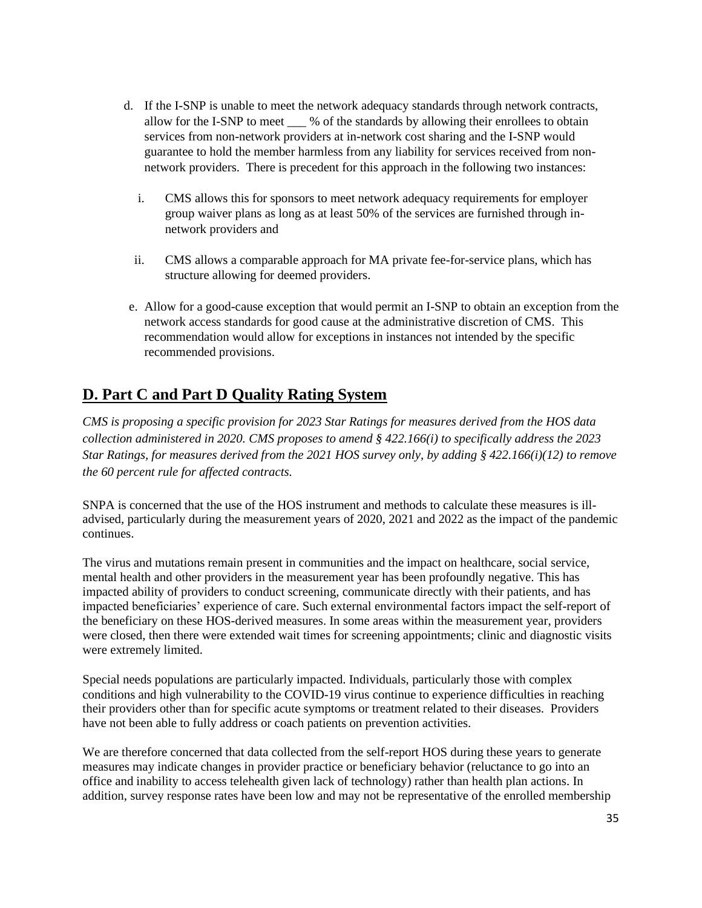d. If the I-SNP is unable to meet the network adequacy standards through network contracts, allow for the I-SNP to meet ___ % of the standards by allowing their enrollees to obtain services from non-network providers at in-network cost sharing and the I-SNP would guarantee to hold the member harmless from any liability for services received from non-network providers. There is precedent for this approach in the following two instances:

   i. CMS allows this for sponsors to meet network adequacy requirements for employer group waiver plans as long as at least 50% of the services are furnished through in-network providers and

   ii. CMS allows a comparable approach for MA private fee-for-service plans, which has structure allowing for deemed providers.

e. Allow for a good-cause exception that would permit an I-SNP to obtain an exception from the network access standards for good cause at the administrative discretion of CMS. This recommendation would allow for exceptions in instances not intended by the specific recommended provisions.

## D. Part C and Part D Quality Rating System

*CMS is proposing a specific provision for 2023 Star Ratings for measures derived from the HOS data collection administered in 2020. CMS proposes to amend § 422.166(i) to specifically address the 2023 Star Ratings, for measures derived from the 2021 HOS survey only, by adding § 422.166(i)(12) to remove the 60 percent rule for affected contracts.*

SNPA is concerned that the use of the HOS instrument and methods to calculate these measures is ill-advised, particularly during the measurement years of 2020, 2021 and 2022 as the impact of the pandemic continues.

The virus and mutations remain present in communities and the impact on healthcare, social service, mental health and other providers in the measurement year has been profoundly negative. This has impacted ability of providers to conduct screening, communicate directly with their patients, and has impacted beneficiaries' experience of care. Such external environmental factors impact the self-report of the beneficiary on these HOS-derived measures. In some areas within the measurement year, providers were closed, then there were extended wait times for screening appointments; clinic and diagnostic visits were extremely limited.

Special needs populations are particularly impacted. Individuals, particularly those with complex conditions and high vulnerability to the COVID-19 virus continue to experience difficulties in reaching their providers other than for specific acute symptoms or treatment related to their diseases. Providers have not been able to fully address or coach patients on prevention activities.

We are therefore concerned that data collected from the self-report HOS during these years to generate measures may indicate changes in provider practice or beneficiary behavior (reluctance to go into an office and inability to access telehealth given lack of technology) rather than health plan actions. In addition, survey response rates have been low and may not be representative of the enrolled membership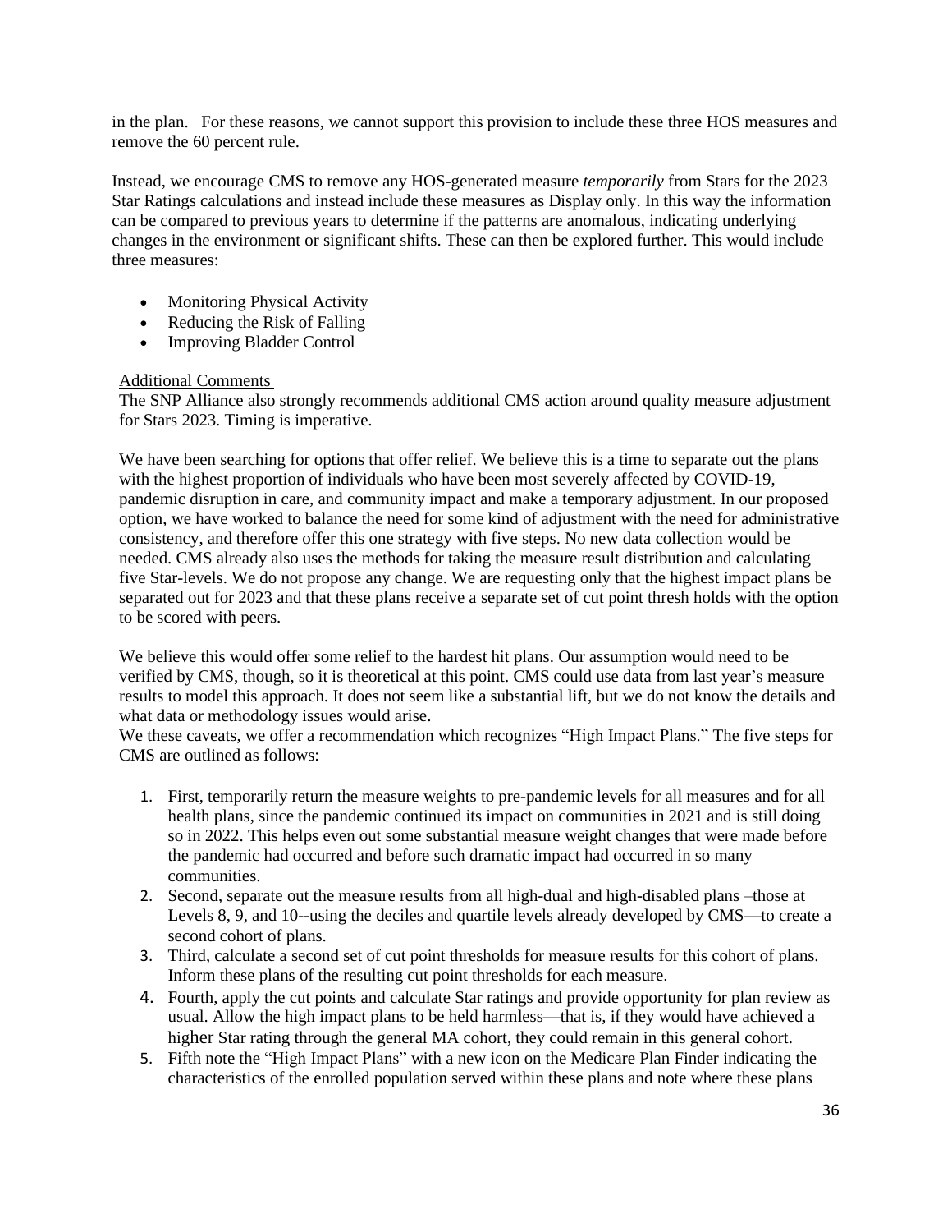in the plan. For these reasons, we cannot support this provision to include these three HOS measures and remove the 60 percent rule.

Instead, we encourage CMS to remove any HOS-generated measure *temporarily* from Stars for the 2023 Star Ratings calculations and instead include these measures as Display only. In this way the information can be compared to previous years to determine if the patterns are anomalous, indicating underlying changes in the environment or significant shifts. These can then be explored further. This would include three measures:

- Monitoring Physical Activity
- Reducing the Risk of Falling
- Improving Bladder Control

<u>Additional Comments</u>

The SNP Alliance also strongly recommends additional CMS action around quality measure adjustment for Stars 2023. Timing is imperative.

We have been searching for options that offer relief. We believe this is a time to separate out the plans with the highest proportion of individuals who have been most severely affected by COVID-19, pandemic disruption in care, and community impact and make a temporary adjustment. In our proposed option, we have worked to balance the need for some kind of adjustment with the need for administrative consistency, and therefore offer this one strategy with five steps. No new data collection would be needed. CMS already also uses the methods for taking the measure result distribution and calculating five Star-levels. We do not propose any change. We are requesting only that the highest impact plans be separated out for 2023 and that these plans receive a separate set of cut point thresh holds with the option to be scored with peers.

We believe this would offer some relief to the hardest hit plans. Our assumption would need to be verified by CMS, though, so it is theoretical at this point. CMS could use data from last year's measure results to model this approach. It does not seem like a substantial lift, but we do not know the details and what data or methodology issues would arise.
We these caveats, we offer a recommendation which recognizes "High Impact Plans." The five steps for CMS are outlined as follows:

1. First, temporarily return the measure weights to pre-pandemic levels for all measures and for all health plans, since the pandemic continued its impact on communities in 2021 and is still doing so in 2022. This helps even out some substantial measure weight changes that were made before the pandemic had occurred and before such dramatic impact had occurred in so many communities.
2. Second, separate out the measure results from all high-dual and high-disabled plans –those at Levels 8, 9, and 10--using the deciles and quartile levels already developed by CMS—to create a second cohort of plans.
3. Third, calculate a second set of cut point thresholds for measure results for this cohort of plans. Inform these plans of the resulting cut point thresholds for each measure.
4. Fourth, apply the cut points and calculate Star ratings and provide opportunity for plan review as usual. Allow the high impact plans to be held harmless—that is, if they would have achieved a higher Star rating through the general MA cohort, they could remain in this general cohort.
5. Fifth note the "High Impact Plans" with a new icon on the Medicare Plan Finder indicating the characteristics of the enrolled population served within these plans and note where these plans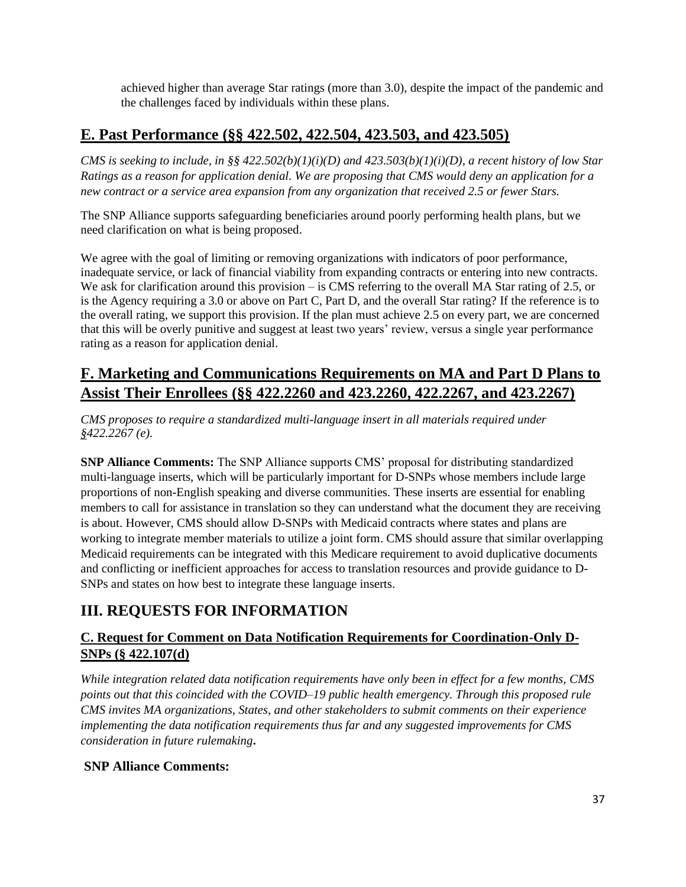achieved higher than average Star ratings (more than 3.0), despite the impact of the pandemic and the challenges faced by individuals within these plans.

## E. Past Performance (§§ 422.502, 422.504, 423.503, and 423.505)

*CMS is seeking to include, in §§ 422.502(b)(1)(i)(D) and 423.503(b)(1)(i)(D), a recent history of low Star Ratings as a reason for application denial. We are proposing that CMS would deny an application for a new contract or a service area expansion from any organization that received 2.5 or fewer Stars.*

The SNP Alliance supports safeguarding beneficiaries around poorly performing health plans, but we need clarification on what is being proposed.

We agree with the goal of limiting or removing organizations with indicators of poor performance, inadequate service, or lack of financial viability from expanding contracts or entering into new contracts. We ask for clarification around this provision – is CMS referring to the overall MA Star rating of 2.5, or is the Agency requiring a 3.0 or above on Part C, Part D, and the overall Star rating? If the reference is to the overall rating, we support this provision. If the plan must achieve 2.5 on every part, we are concerned that this will be overly punitive and suggest at least two years' review, versus a single year performance rating as a reason for application denial.

## F. Marketing and Communications Requirements on MA and Part D Plans to Assist Their Enrollees (§§ 422.2260 and 423.2260, 422.2267, and 423.2267)

*CMS proposes to require a standardized multi-language insert in all materials required under §422.2267 (e).*

**SNP Alliance Comments:** The SNP Alliance supports CMS' proposal for distributing standardized multi-language inserts, which will be particularly important for D-SNPs whose members include large proportions of non-English speaking and diverse communities. These inserts are essential for enabling members to call for assistance in translation so they can understand what the document they are receiving is about. However, CMS should allow D-SNPs with Medicaid contracts where states and plans are working to integrate member materials to utilize a joint form. CMS should assure that similar overlapping Medicaid requirements can be integrated with this Medicare requirement to avoid duplicative documents and conflicting or inefficient approaches for access to translation resources and provide guidance to D-SNPs and states on how best to integrate these language inserts.

# III. REQUESTS FOR INFORMATION

### C. Request for Comment on Data Notification Requirements for Coordination-Only D-SNPs (§ 422.107(d)

*While integration related data notification requirements have only been in effect for a few months, CMS points out that this coincided with the COVID–19 public health emergency. Through this proposed rule CMS invites MA organizations, States, and other stakeholders to submit comments on their experience implementing the data notification requirements thus far and any suggested improvements for CMS consideration in future rulemaking.*

**SNP Alliance Comments:**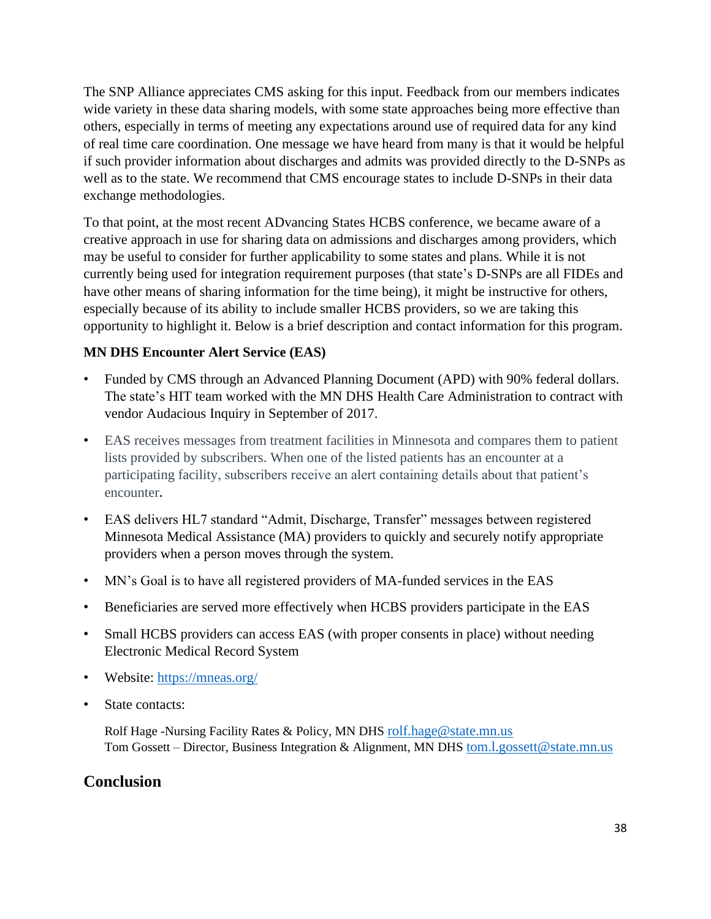The SNP Alliance appreciates CMS asking for this input. Feedback from our members indicates wide variety in these data sharing models, with some state approaches being more effective than others, especially in terms of meeting any expectations around use of required data for any kind of real time care coordination. One message we have heard from many is that it would be helpful if such provider information about discharges and admits was provided directly to the D-SNPs as well as to the state. We recommend that CMS encourage states to include D-SNPs in their data exchange methodologies.

To that point, at the most recent ADvancing States HCBS conference, we became aware of a creative approach in use for sharing data on admissions and discharges among providers, which may be useful to consider for further applicability to some states and plans. While it is not currently being used for integration requirement purposes (that state's D-SNPs are all FIDEs and have other means of sharing information for the time being), it might be instructive for others, especially because of its ability to include smaller HCBS providers, so we are taking this opportunity to highlight it. Below is a brief description and contact information for this program.

**MN DHS Encounter Alert Service (EAS)**

- Funded by CMS through an Advanced Planning Document (APD) with 90% federal dollars. The state's HIT team worked with the MN DHS Health Care Administration to contract with vendor Audacious Inquiry in September of 2017.
- EAS receives messages from treatment facilities in Minnesota and compares them to patient lists provided by subscribers. When one of the listed patients has an encounter at a participating facility, subscribers receive an alert containing details about that patient's encounter.
- EAS delivers HL7 standard "Admit, Discharge, Transfer" messages between registered Minnesota Medical Assistance (MA) providers to quickly and securely notify appropriate providers when a person moves through the system.
- MN's Goal is to have all registered providers of MA-funded services in the EAS
- Beneficiaries are served more effectively when HCBS providers participate in the EAS
- Small HCBS providers can access EAS (with proper consents in place) without needing Electronic Medical Record System
- Website: https://mneas.org/
- State contacts:

  Rolf Hage -Nursing Facility Rates & Policy, MN DHS rolf.hage@state.mn.us
  Tom Gossett – Director, Business Integration & Alignment, MN DHS tom.l.gossett@state.mn.us

## Conclusion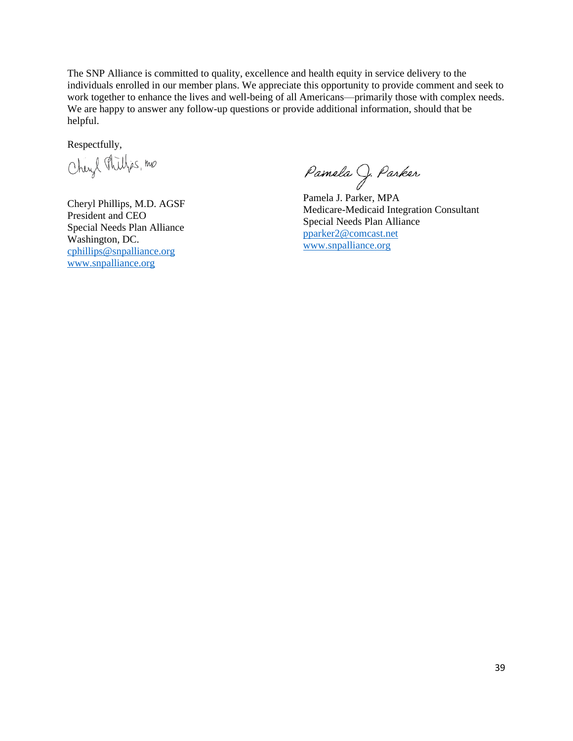The SNP Alliance is committed to quality, excellence and health equity in service delivery to the individuals enrolled in our member plans. We appreciate this opportunity to provide comment and seek to work together to enhance the lives and well-being of all Americans—primarily those with complex needs. We are happy to answer any follow-up questions or provide additional information, should that be helpful.

Respectfully,

Cheryl Phillips, M.D. AGSF
President and CEO
Special Needs Plan Alliance
Washington, DC.
cphillips@snpalliance.org
www.snpalliance.org

Pamela J. Parker, MPA
Medicare-Medicaid Integration Consultant
Special Needs Plan Alliance
pparker2@comcast.net
www.snpalliance.org